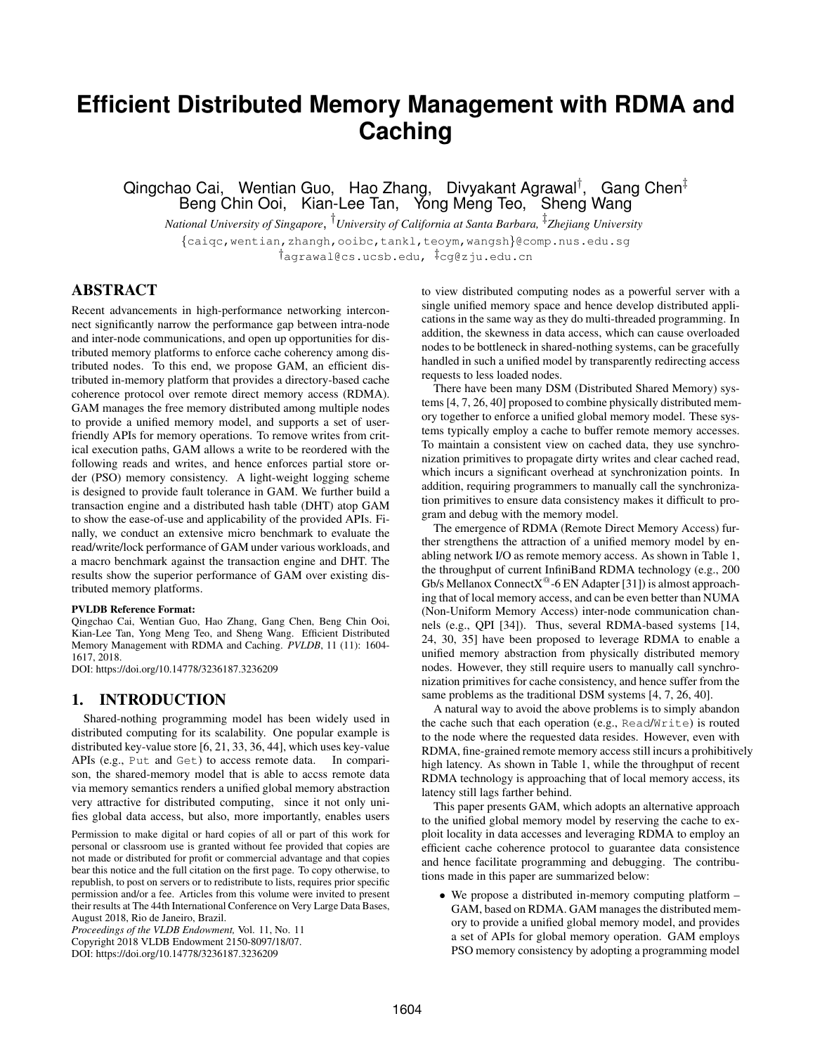# Efficient Distributed Memory Management with RDMA and Caching

Qingchao Cai, Wentian Guo, Hao Zhang, Divyakant Agrawal[†], Gang Chen[‡]
Beng Chin Ooi, Kian-Lee Tan, Yong Meng Teo, Sheng Wang

*National University of Singapore*, [†]*University of California at Santa Barbara,* [‡]*Zhejiang University*

{caiqc,wentian,zhangh,ooibc,tankl,teoym,wangsh}@comp.nus.edu.sg
[†]agrawal@cs.ucsb.edu, [‡]cg@zju.edu.cn

## ABSTRACT

Recent advancements in high-performance networking interconnect significantly narrow the performance gap between intra-node and inter-node communications, and open up opportunities for distributed memory platforms to enforce cache coherency among distributed nodes. To this end, we propose GAM, an efficient distributed in-memory platform that provides a directory-based cache coherence protocol over remote direct memory access (RDMA). GAM manages the free memory distributed among multiple nodes to provide a unified memory model, and supports a set of user-friendly APIs for memory operations. To remove writes from critical execution paths, GAM allows a write to be reordered with the following reads and writes, and hence enforces partial store order (PSO) memory consistency. A light-weight logging scheme is designed to provide fault tolerance in GAM. We further build a transaction engine and a distributed hash table (DHT) atop GAM to show the ease-of-use and applicability of the provided APIs. Finally, we conduct an extensive micro benchmark to evaluate the read/write/lock performance of GAM under various workloads, and a macro benchmark against the transaction engine and DHT. The results show the superior performance of GAM over existing distributed memory platforms.

**PVLDB Reference Format:**
Qingchao Cai, Wentian Guo, Hao Zhang, Gang Chen, Beng Chin Ooi, Kian-Lee Tan, Yong Meng Teo, and Sheng Wang. Efficient Distributed Memory Management with RDMA and Caching. *PVLDB*, 11 (11): 1604-1617, 2018.
DOI: https://doi.org/10.14778/3236187.3236209

## 1. INTRODUCTION

Shared-nothing programming model has been widely used in distributed computing for its scalability. One popular example is distributed key-value store [6, 21, 33, 36, 44], which uses key-value APIs (e.g., `Put` and `Get`) to access remote data. In comparison, the shared-memory model that is able to accss remote data via memory semantics renders a unified global memory abstraction very attractive for distributed computing, since it not only unifies global data access, but also, more importantly, enables users to view distributed computing nodes as a powerful server with a single unified memory space and hence develop distributed applications in the same way as they do multi-threaded programming. In addition, the skewness in data access, which can cause overloaded nodes to be bottleneck in shared-nothing systems, can be gracefully handled in such a unified model by transparently redirecting access requests to less loaded nodes.

There have been many DSM (Distributed Shared Memory) systems [4, 7, 26, 40] proposed to combine physically distributed memory together to enforce a unified global memory model. These systems typically employ a cache to buffer remote memory accesses. To maintain a consistent view on cached data, they use synchronization primitives to propagate dirty writes and clear cached read, which incurs a significant overhead at synchronization points. In addition, requiring programmers to manually call the synchronization primitives to ensure data consistency makes it difficult to program and debug with the memory model.

The emergence of RDMA (Remote Direct Memory Access) further strengthens the attraction of a unified memory model by enabling network I/O as remote memory access. As shown in Table 1, the throughput of current InfiniBand RDMA technology (e.g., 200 Gb/s Mellanox ConnectX®-6 EN Adapter [31]) is almost approaching that of local memory access, and can be even better than NUMA (Non-Uniform Memory Access) inter-node communication channels (e.g., QPI [34]). Thus, several RDMA-based systems [14, 24, 30, 35] have been proposed to leverage RDMA to enable a unified memory abstraction from physically distributed memory nodes. However, they still require users to manually call synchronization primitives for cache consistency, and hence suffer from the same problems as the traditional DSM systems [4, 7, 26, 40].

A natural way to avoid the above problems is to simply abandon the cache such that each operation (e.g., `Read`/`Write`) is routed to the node where the requested data resides. However, even with RDMA, fine-grained remote memory access still incurs a prohibitively high latency. As shown in Table 1, while the throughput of recent RDMA technology is approaching that of local memory access, its latency still lags farther behind.

This paper presents GAM, which adopts an alternative approach to the unified global memory model by reserving the cache to exploit locality in data accesses and leveraging RDMA to employ an efficient cache coherence protocol to guarantee data consistence and hence facilitate programming and debugging. The contributions made in this paper are summarized below:

- We propose a distributed in-memory computing platform – GAM, based on RDMA. GAM manages the distributed memory to provide a unified global memory model, and provides a set of APIs for global memory operation. GAM employs PSO memory consistency by adopting a programming model

Permission to make digital or hard copies of all or part of this work for personal or classroom use is granted without fee provided that copies are not made or distributed for profit or commercial advantage and that copies bear this notice and the full citation on the first page. To copy otherwise, to republish, to post on servers or to redistribute to lists, requires prior specific permission and/or a fee. Articles from this volume were invited to present their results at The 44th International Conference on Very Large Data Bases, August 2018, Rio de Janeiro, Brazil.
*Proceedings of the VLDB Endowment,* Vol. 11, No. 11
Copyright 2018 VLDB Endowment 2150-8097/18/07.
DOI: https://doi.org/10.14778/3236187.3236209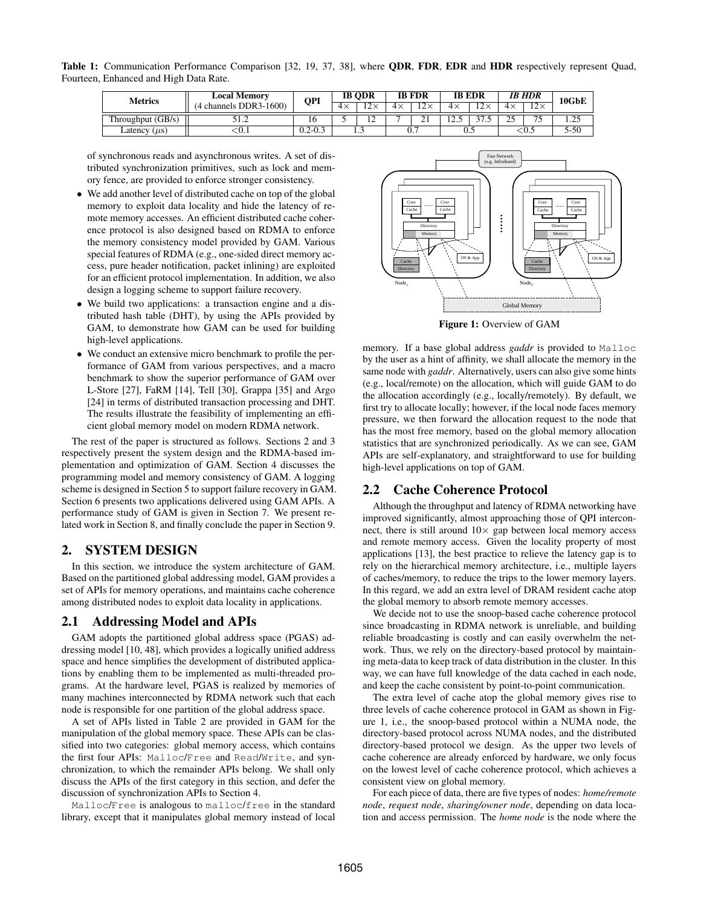**Table 1:** Communication Performance Comparison [32, 19, 37, 38], where **QDR**, **FDR**, **EDR** and **HDR** respectively represent Quad, Fourteen, Enhanced and High Data Rate.

| Metrics | Local Memory (4 channels DDR3-1600) | QPI | IB QDR | | IB FDR | | IB EDR | | *IB HDR* | | 10GbE |
|---|---|---|---|---|---|---|---|---|---|---|---|
| | | | 4× | 12× | 4× | 12× | 4× | 12× | 4× | 12× | |
| Throughput (GB/s) | 51.2 | 16 | 5 | 12 | 7 | 21 | 12.5 | 37.5 | 25 | 75 | 1.25 |
| Latency ($\mu$s) | <0.1 | 0.2-0.3 | 1.3 | | 0.7 | | 0.5 | | <0.5 | | 5-50 |

of synchronous reads and asynchronous writes. A set of distributed synchronization primitives, such as lock and memory fence, are provided to enforce stronger consistency.

- We add another level of distributed cache on top of the global memory to exploit data locality and hide the latency of remote memory accesses. An efficient distributed cache coherence protocol is also designed based on RDMA to enforce the memory consistency model provided by GAM. Various special features of RDMA (e.g., one-sided direct memory access, pure header notification, packet inlining) are exploited for an efficient protocol implementation. In addition, we also design a logging scheme to support failure recovery.
- We build two applications: a transaction engine and a distributed hash table (DHT), by using the APIs provided by GAM, to demonstrate how GAM can be used for building high-level applications.
- We conduct an extensive micro benchmark to profile the performance of GAM from various perspectives, and a macro benchmark to show the superior performance of GAM over L-Store [27], FaRM [14], Tell [30], Grappa [35] and Argo [24] in terms of distributed transaction processing and DHT. The results illustrate the feasibility of implementing an efficient global memory model on modern RDMA network.

The rest of the paper is structured as follows. Sections 2 and 3 respectively present the system design and the RDMA-based implementation and optimization of GAM. Section 4 discusses the programming model and memory consistency of GAM. A logging scheme is designed in Section 5 to support failure recovery in GAM. Section 6 presents two applications delivered using GAM APIs. A performance study of GAM is given in Section 7. We present related work in Section 8, and finally conclude the paper in Section 9.

## 2. SYSTEM DESIGN

In this section, we introduce the system architecture of GAM. Based on the partitioned global addressing model, GAM provides a set of APIs for memory operations, and maintains cache coherence among distributed nodes to exploit data locality in applications.

### 2.1 Addressing Model and APIs

GAM adopts the partitioned global address space (PGAS) addressing model [10, 48], which provides a logically unified address space and hence simplifies the development of distributed applications by enabling them to be implemented as multi-threaded programs. At the hardware level, PGAS is realized by memories of many machines interconnected by RDMA network such that each node is responsible for one partition of the global address space.

A set of APIs listed in Table 2 are provided in GAM for the manipulation of the global memory space. These APIs can be classified into two categories: global memory access, which contains the first four APIs: `Malloc`/`Free` and `Read`/`Write`, and synchronization, to which the remainder APIs belong. We shall only discuss the APIs of the first category in this section, and defer the discussion of synchronization APIs to Section 4.

`Malloc`/`Free` is analogous to `malloc`/`free` in the standard library, except that it manipulates global memory instead of local memory. If a base global address *gaddr* is provided to `Malloc` by the user as a hint of affinity, we shall allocate the memory in the same node with *gaddr*. Alternatively, users can also give some hints (e.g., local/remote) on the allocation, which will guide GAM to do the allocation accordingly (e.g., locally/remotely). By default, we first try to allocate locally; however, if the local node faces memory pressure, we then forward the allocation request to the node that has the most free memory, based on the global memory allocation statistics that are synchronized periodically. As we can see, GAM APIs are self-explanatory, and straightforward to use for building high-level applications on top of GAM.

**Figure 1:** Overview of GAM

### 2.2 Cache Coherence Protocol

Although the throughput and latency of RDMA networking have improved significantly, almost approaching those of QPI interconnect, there is still around 10× gap between local memory access and remote memory access. Given the locality property of most applications [13], the best practice to relieve the latency gap is to rely on the hierarchical memory architecture, i.e., multiple layers of caches/memory, to reduce the trips to the lower memory layers. In this regard, we add an extra level of DRAM resident cache atop the global memory to absorb remote memory accesses.

We decide not to use the snoop-based cache coherence protocol since broadcasting in RDMA network is unreliable, and building reliable broadcasting is costly and can easily overwhelm the network. Thus, we rely on the directory-based protocol by maintaining meta-data to keep track of data distribution in the cluster. In this way, we can have full knowledge of the data cached in each node, and keep the cache consistent by point-to-point communication.

The extra level of cache atop the global memory gives rise to three levels of cache coherence protocol in GAM as shown in Figure 1, i.e., the snoop-based protocol within a NUMA node, the directory-based protocol across NUMA nodes, and the distributed directory-based protocol we design. As the upper two levels of cache coherence are already enforced by hardware, we only focus on the lowest level of cache coherence protocol, which achieves a consistent view on global memory.

For each piece of data, there are five types of nodes: *home/remote node*, *request node*, *sharing/owner node*, depending on data location and access permission. The *home node* is the node where the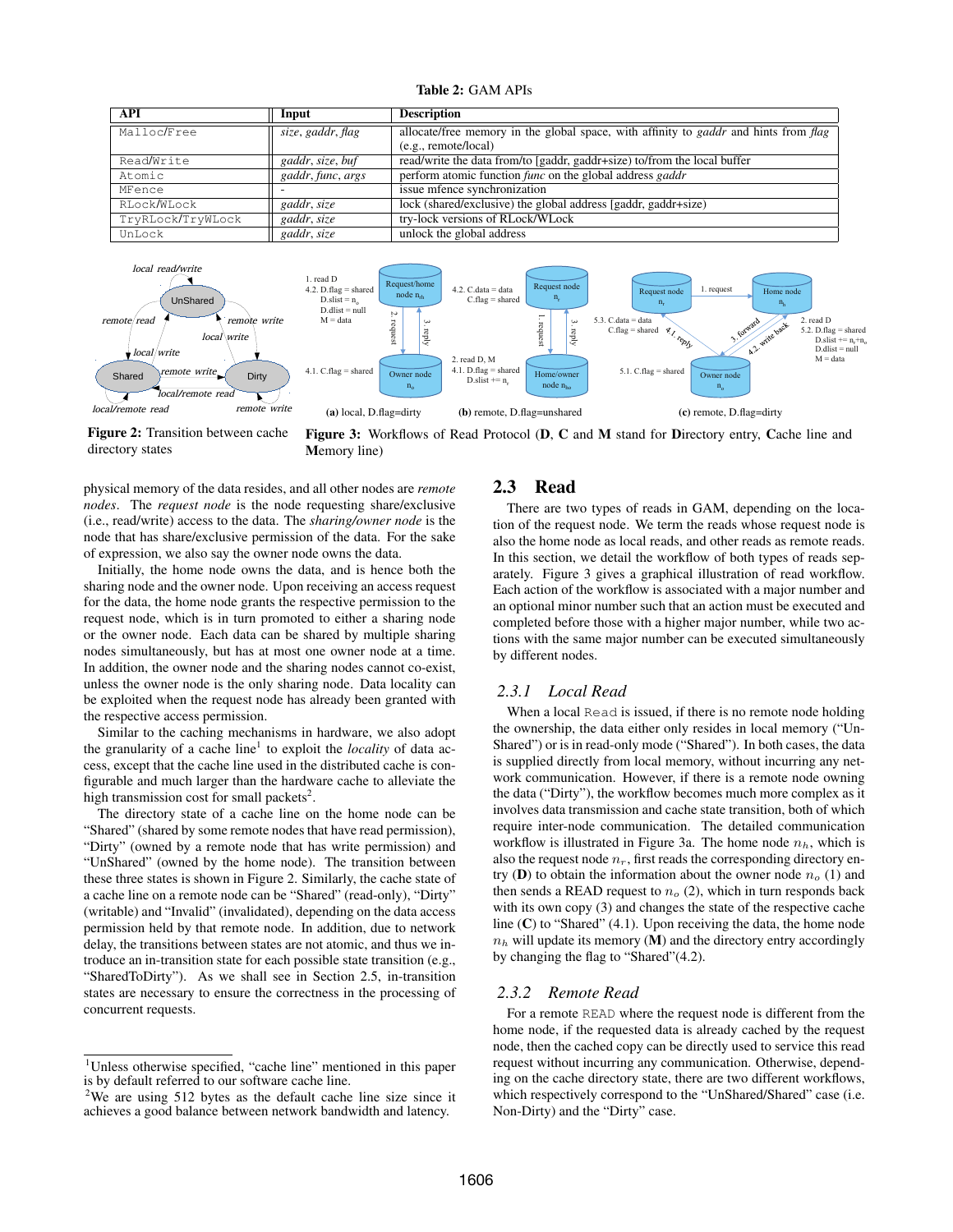**Table 2:** GAM APIs

| API | Input | Description |
|---|---|---|
| Malloc/Free | *size, gaddr, flag* | allocate/free memory in the global space, with affinity to *gaddr* and hints from *flag* (e.g., remote/local) |
| Read/Write | *gaddr, size, buf* | read/write the data from/to [gaddr, gaddr+size) to/from the local buffer |
| Atomic | *gaddr, func, args* | perform atomic function *func* on the global address *gaddr* |
| MFence | - | issue mfence synchronization |
| RLock/WLock | *gaddr, size* | lock (shared/exclusive) the global address [gaddr, gaddr+size) |
| TryRLock/TryWLock | *gaddr, size* | try-lock versions of RLock/WLock |
| UnLock | *gaddr, size* | unlock the global address |

**Figure 2:** Transition between cache directory states

**Figure 3:** Workflows of Read Protocol (**D**, **C** and **M** stand for **D**irectory entry, **C**ache line and **M**emory line)

(a) local, D.flag=dirty (b) remote, D.flag=unshared (c) remote, D.flag=dirty

physical memory of the data resides, and all other nodes are *remote nodes*. The *request node* is the node requesting share/exclusive (i.e., read/write) access to the data. The *sharing/owner node* is the node that has share/exclusive permission of the data. For the sake of expression, we also say the owner node owns the data.

Initially, the home node owns the data, and is hence both the sharing node and the owner node. Upon receiving an access request for the data, the home node grants the respective permission to the request node, which is in turn promoted to either a sharing node or the owner node. Each data can be shared by multiple sharing nodes simultaneously, but has at most one owner node at a time. In addition, the owner node and the sharing nodes cannot co-exist, unless the owner node is the only sharing node. Data locality can be exploited when the request node has already been granted with the respective access permission.

Similar to the caching mechanisms in hardware, we also adopt the granularity of a cache line[1] to exploit the *locality* of data access, except that the cache line used in the distributed cache is configurable and much larger than the hardware cache to alleviate the high transmission cost for small packets[2].

The directory state of a cache line on the home node can be "Shared" (shared by some remote nodes that have read permission), "Dirty" (owned by a remote node that has write permission) and "UnShared" (owned by the home node). The transition between these three states is shown in Figure 2. Similarly, the cache state of a cache line on a remote node can be "Shared" (read-only), "Dirty" (writable) and "Invalid" (invalidated), depending on the data access permission held by that remote node. In addition, due to network delay, the transitions between states are not atomic, and thus we introduce an in-transition state for each possible state transition (e.g., "SharedToDirty"). As we shall see in Section 2.5, in-transition states are necessary to ensure the correctness in the processing of concurrent requests.

[1]Unless otherwise specified, "cache line" mentioned in this paper is by default referred to our software cache line.

[2]We are using 512 bytes as the default cache line size since it achieves a good balance between network bandwidth and latency.

## 2.3 Read

There are two types of reads in GAM, depending on the location of the request node. We term the reads whose request node is also the home node as local reads, and other reads as remote reads. In this section, we detail the workflow of both types of reads separately. Figure 3 gives a graphical illustration of read workflow. Each action of the workflow is associated with a major number and an optional minor number such that an action must be executed and completed before those with a higher major number, while two actions with the same major number can be executed simultaneously by different nodes.

### 2.3.1 *Local Read*

When a local Read is issued, if there is no remote node holding the ownership, the data either only resides in local memory ("UnShared") or is in read-only mode ("Shared"). In both cases, the data is supplied directly from local memory, without incurring any network communication. However, if there is a remote node owning the data ("Dirty"), the workflow becomes much more complex as it involves data transmission and cache state transition, both of which require inter-node communication. The detailed communication workflow is illustrated in Figure 3a. The home node $n_h$, which is also the request node $n_r$, first reads the corresponding directory entry (**D**) to obtain the information about the owner node $n_o$ (1) and then sends a READ request to $n_o$ (2), which in turn responds back with its own copy (3) and changes the state of the respective cache line (**C**) to "Shared" (4.1). Upon receiving the data, the home node $n_h$ will update its memory (**M**) and the directory entry accordingly by changing the flag to "Shared"(4.2).

### 2.3.2 *Remote Read*

For a remote READ where the request node is different from the home node, if the requested data is already cached by the request node, then the cached copy can be directly used to service this read request without incurring any communication. Otherwise, depending on the cache directory state, there are two different workflows, which respectively correspond to the "UnShared/Shared" case (i.e. Non-Dirty) and the "Dirty" case.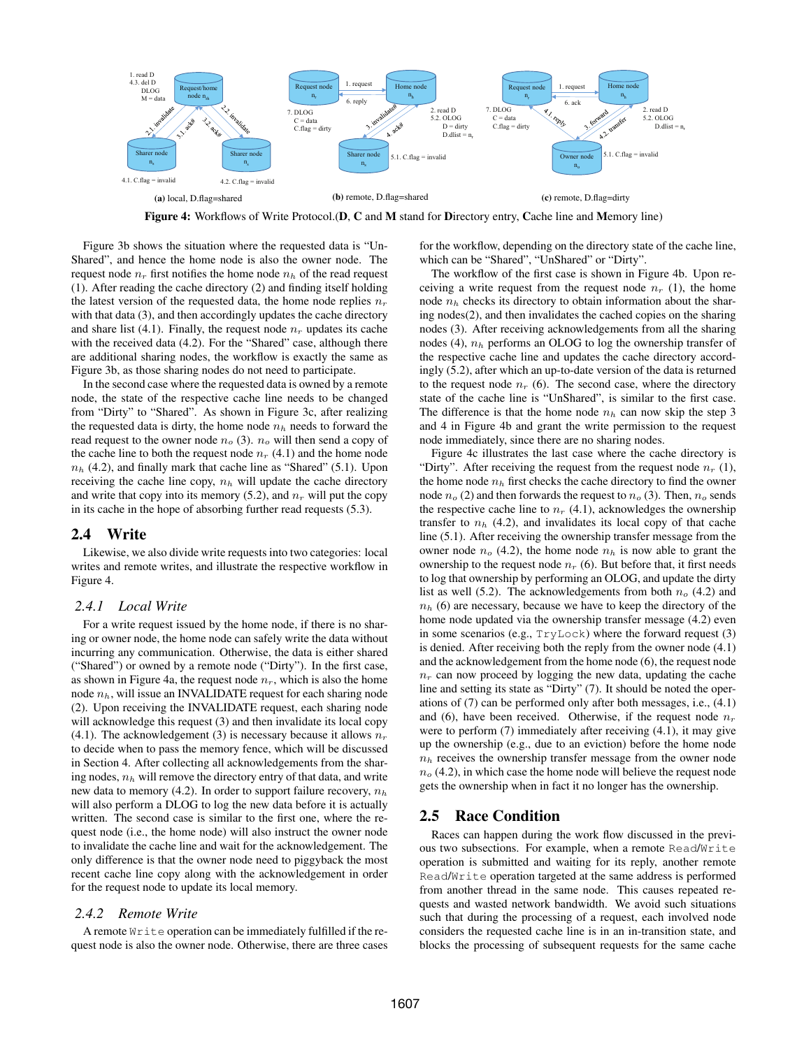**Figure 4:** Workflows of Write Protocol.(**D**, **C** and **M** stand for **D**irectory entry, **C**ache line and **M**emory line)

Figure 3b shows the situation where the requested data is "UnShared", and hence the home node is also the owner node. The request node $n_r$ first notifies the home node $n_h$ of the read request (1). After reading the cache directory (2) and finding itself holding the latest version of the requested data, the home node replies $n_r$ with that data (3), and then accordingly updates the cache directory and share list (4.1). Finally, the request node $n_r$ updates its cache with the received data (4.2). For the "Shared" case, although there are additional sharing nodes, the workflow is exactly the same as Figure 3b, as those sharing nodes do not need to participate.

In the second case where the requested data is owned by a remote node, the state of the respective cache line needs to be changed from "Dirty" to "Shared". As shown in Figure 3c, after realizing the requested data is dirty, the home node $n_h$ needs to forward the read request to the owner node $n_o$ (3). $n_o$ will then send a copy of the cache line to both the request node $n_r$ (4.1) and the home node $n_h$ (4.2), and finally mark that cache line as "Shared" (5.1). Upon receiving the cache line copy, $n_h$ will update the cache directory and write that copy into its memory (5.2), and $n_r$ will put the copy in its cache in the hope of absorbing further read requests (5.3).

## 2.4 Write

Likewise, we also divide write requests into two categories: local writes and remote writes, and illustrate the respective workflow in Figure 4.

### 2.4.1 *Local Write*

For a write request issued by the home node, if there is no sharing or owner node, the home node can safely write the data without incurring any communication. Otherwise, the data is either shared ("Shared") or owned by a remote node ("Dirty"). In the first case, as shown in Figure 4a, the request node $n_r$, which is also the home node $n_h$, will issue an INVALIDATE request for each sharing node (2). Upon receiving the INVALIDATE request, each sharing node will acknowledge this request (3) and then invalidate its local copy (4.1). The acknowledgement (3) is necessary because it allows $n_r$ to decide when to pass the memory fence, which will be discussed in Section 4. After collecting all acknowledgements from the sharing nodes, $n_h$ will remove the directory entry of that data, and write new data to memory (4.2). In order to support failure recovery, $n_h$ will also perform a DLOG to log the new data before it is actually written. The second case is similar to the first one, where the request node (i.e., the home node) will also instruct the owner node to invalidate the cache line and wait for the acknowledgement. The only difference is that the owner node need to piggyback the most recent cache line copy along with the acknowledgement in order for the request node to update its local memory.

### 2.4.2 *Remote Write*

A remote `Write` operation can be immediately fulfilled if the request node is also the owner node. Otherwise, there are three cases for the workflow, depending on the directory state of the cache line, which can be "Shared", "UnShared" or "Dirty".

The workflow of the first case is shown in Figure 4b. Upon receiving a write request from the request node $n_r$ (1), the home node $n_h$ checks its directory to obtain information about the sharing nodes(2), and then invalidates the cached copies on the sharing nodes (3). After receiving acknowledgements from all the sharing nodes (4), $n_h$ performs an OLOG to log the ownership transfer of the respective cache line and updates the cache directory accordingly (5.2), after which an up-to-date version of the data is returned to the request node $n_r$ (6). The second case, where the directory state of the cache line is "UnShared", is similar to the first case. The difference is that the home node $n_h$ can now skip the step 3 and 4 in Figure 4b and grant the write permission to the request node immediately, since there are no sharing nodes.

Figure 4c illustrates the last case where the cache directory is "Dirty". After receiving the request from the request node $n_r$ (1), the home node $n_h$ first checks the cache directory to find the owner node $n_o$ (2) and then forwards the request to $n_o$ (3). Then, $n_o$ sends the respective cache line to $n_r$ (4.1), acknowledges the ownership transfer to $n_h$ (4.2), and invalidates its local copy of that cache line (5.1). After receiving the ownership transfer message from the owner node $n_o$ (4.2), the home node $n_h$ is now able to grant the ownership to the request node $n_r$ (6). But before that, it first needs to log that ownership by performing an OLOG, and update the dirty list as well (5.2). The acknowledgements from both $n_o$ (4.2) and $n_h$ (6) are necessary, because we have to keep the directory of the home node updated via the ownership transfer message (4.2) even in some scenarios (e.g., `TryLock`) where the forward request (3) is denied. After receiving both the reply from the owner node (4.1) and the acknowledgement from the home node (6), the request node $n_r$ can now proceed by logging the new data, updating the cache line and setting its state as "Dirty" (7). It should be noted the operations of (7) can be performed only after both messages, i.e., (4.1) and (6), have been received. Otherwise, if the request node $n_r$ were to perform (7) immediately after receiving (4.1), it may give up the ownership (e.g., due to an eviction) before the home node $n_h$ receives the ownership transfer message from the owner node $n_o$ (4.2), in which case the home node will believe the request node gets the ownership when in fact it no longer has the ownership.

## 2.5 Race Condition

Races can happen during the work flow discussed in the previous two subsections. For example, when a remote `Read`/`Write` operation is submitted and waiting for its reply, another remote `Read`/`Write` operation targeted at the same address is performed from another thread in the same node. This causes repeated requests and wasted network bandwidth. We avoid such situations such that during the processing of a request, each involved node considers the requested cache line is in an in-transition state, and blocks the processing of subsequent requests for the same cache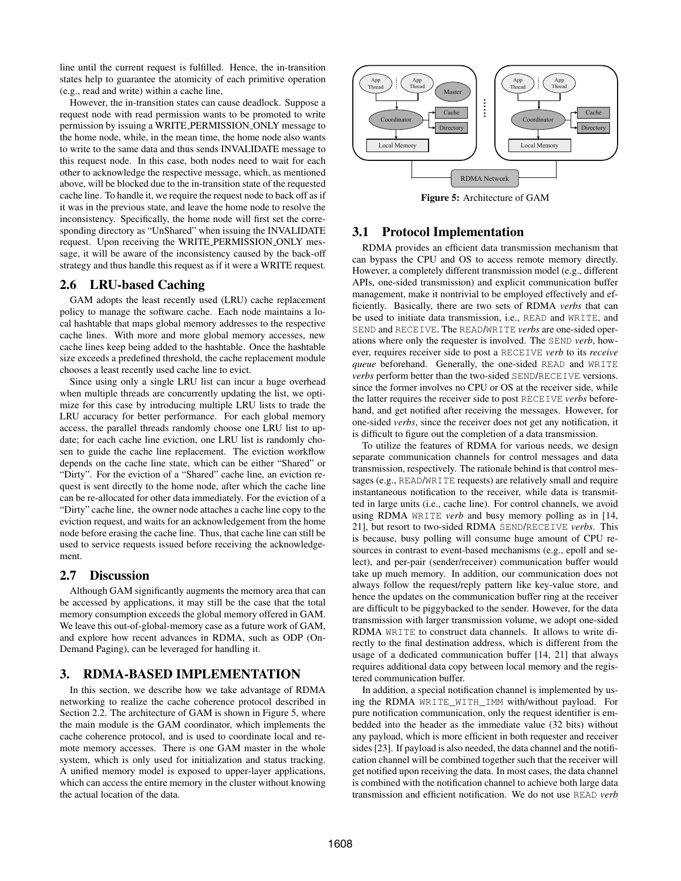line until the current request is fulfilled. Hence, the in-transition states help to guarantee the atomicity of each primitive operation (e.g., read and write) within a cache line,

However, the in-transition states can cause deadlock. Suppose a request node with read permission wants to be promoted to write permission by issuing a WRITE_PERMISSION_ONLY message to the home node, while, in the mean time, the home node also wants to write to the same data and thus sends INVALIDATE message to this request node. In this case, both nodes need to wait for each other to acknowledge the respective message, which, as mentioned above, will be blocked due to the in-transition state of the requested cache line. To handle it, we require the request node to back off as if it was in the previous state, and leave the home node to resolve the inconsistency. Specifically, the home node will first set the corresponding directory as "UnShared" when issuing the INVALIDATE request. Upon receiving the WRITE_PERMISSION_ONLY message, it will be aware of the inconsistency caused by the back-off strategy and thus handle this request as if it were a WRITE request.

## 2.6 LRU-based Caching

GAM adopts the least recently used (LRU) cache replacement policy to manage the software cache. Each node maintains a local hashtable that maps global memory addresses to the respective cache lines. With more and more global memory accesses, new cache lines keep being added to the hashtable. Once the hashtable size exceeds a predefined threshold, the cache replacement module chooses a least recently used cache line to evict.

Since using only a single LRU list can incur a huge overhead when multiple threads are concurrently updating the list, we optimize for this case by introducing multiple LRU lists to trade the LRU accuracy for better performance. For each global memory access, the parallel threads randomly choose one LRU list to update; for each cache line eviction, one LRU list is randomly chosen to guide the cache line replacement. The eviction workflow depends on the cache line state, which can be either "Shared" or "Dirty". For the eviction of a "Shared" cache line, an eviction request is sent directly to the home node, after which the cache line can be re-allocated for other data immediately. For the eviction of a "Dirty" cache line, the owner node attaches a cache line copy to the eviction request, and waits for an acknowledgement from the home node before erasing the cache line. Thus, that cache line can still be used to service requests issued before receiving the acknowledgement.

## 2.7 Discussion

Although GAM significantly augments the memory area that can be accessed by applications, it may still be the case that the total memory consumption exceeds the global memory offered in GAM. We leave this out-of-global-memory case as a future work of GAM, and explore how recent advances in RDMA, such as ODP (On-Demand Paging), can be leveraged for handling it.

# 3. RDMA-BASED IMPLEMENTATION

In this section, we describe how we take advantage of RDMA networking to realize the cache coherence protocol described in Section 2.2. The architecture of GAM is shown in Figure 5, where the main module is the GAM coordinator, which implements the cache coherence protocol, and is used to coordinate local and remote memory accesses. There is one GAM master in the whole system, which is only used for initialization and status tracking. A unified memory model is exposed to upper-layer applications, which can access the entire memory in the cluster without knowing the actual location of the data.

**Figure 5:** Architecture of GAM

## 3.1 Protocol Implementation

RDMA provides an efficient data transmission mechanism that can bypass the CPU and OS to access remote memory directly. However, a completely different transmission model (e.g., different APIs, one-sided transmission) and explicit communication buffer management, make it nontrivial to be employed effectively and efficiently. Basically, there are two sets of RDMA *verbs* that can be used to initiate data transmission, i.e., `READ` and `WRITE`, and `SEND` and `RECEIVE`. The `READ`/`WRITE` *verbs* are one-sided operations where only the requester is involved. The `SEND` *verb*, however, requires receiver side to post a `RECEIVE` *verb* to its *receive queue* beforehand. Generally, the one-sided `READ` and `WRITE` *verbs* perform better than the two-sided `SEND`/`RECEIVE` versions. since the former involves no CPU or OS at the receiver side, while the latter requires the receiver side to post `RECEIVE` *verbs* beforehand, and get notified after receiving the messages. However, for one-sided *verbs*, since the receiver does not get any notification, it is difficult to figure out the completion of a data transmission.

To utilize the features of RDMA for various needs, we design separate communication channels for control messages and data transmission, respectively. The rationale behind is that control messages (e.g., `READ`/`WRITE` requests) are relatively small and require instantaneous notification to the receiver, while data is transmitted in large units (i.e., cache line). For control channels, we avoid using RDMA `WRITE` *verb* and busy memory polling as in [14, 21], but resort to two-sided RDMA `SEND`/`RECEIVE` *verbs*. This is because, busy polling will consume huge amount of CPU resources in contrast to event-based mechanisms (e.g., epoll and select), and per-pair (sender/receiver) communication buffer would take up much memory. In addition, our communication does not always follow the request/reply pattern like key-value store, and hence the updates on the communication buffer ring at the receiver are difficult to be piggybacked to the sender. However, for the data transmission with larger transmission volume, we adopt one-sided RDMA `WRITE` to construct data channels. It allows to write directly to the final destination address, which is different from the usage of a dedicated communication buffer [14, 21] that always requires additional data copy between local memory and the registered communication buffer.

In addition, a special notification channel is implemented by using the RDMA `WRITE_WITH_IMM` with/without payload. For pure notification communication, only the request identifier is embedded into the header as the immediate value (32 bits) without any payload, which is more efficient in both requester and receiver sides [23]. If payload is also needed, the data channel and the notification channel will be combined together such that the receiver will get notified upon receiving the data. In most cases, the data channel is combined with the notification channel to achieve both large data transmission and efficient notification. We do not use `READ` *verb*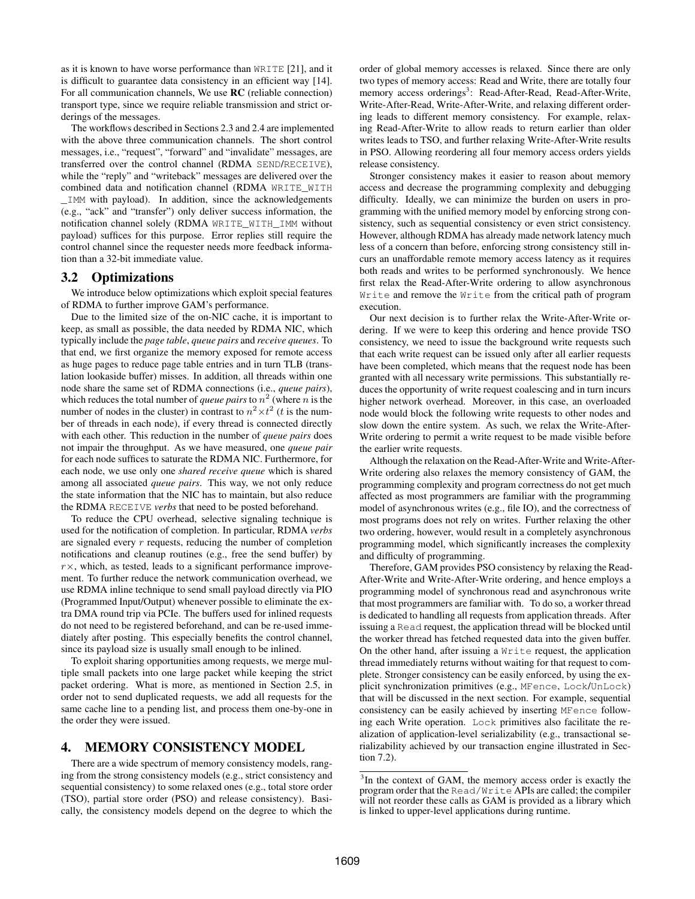as it is known to have worse performance than WRITE [21], and it is difficult to guarantee data consistency in an efficient way [14]. For all communication channels, We use **RC** (reliable connection) transport type, since we require reliable transmission and strict orderings of the messages.

The workflows described in Sections 2.3 and 2.4 are implemented with the above three communication channels. The short control messages, i.e., "request", "forward" and "invalidate" messages, are transferred over the control channel (RDMA SEND/RECEIVE), while the "reply" and "writeback" messages are delivered over the combined data and notification channel (RDMA WRITE_WITH_IMM with payload). In addition, since the acknowledgements (e.g., "ack" and "transfer") only deliver success information, the notification channel solely (RDMA WRITE_WITH_IMM without payload) suffices for this purpose. Error replies still require the control channel since the requester needs more feedback information than a 32-bit immediate value.

## 3.2 Optimizations

We introduce below optimizations which exploit special features of RDMA to further improve GAM's performance.

Due to the limited size of the on-NIC cache, it is important to keep, as small as possible, the data needed by RDMA NIC, which typically include the *page table*, *queue pairs* and *receive queues*. To that end, we first organize the memory exposed for remote access as huge pages to reduce page table entries and in turn TLB (translation lookaside buffer) misses. In addition, all threads within one node share the same set of RDMA connections (i.e., *queue pairs*), which reduces the total number of *queue pairs* to $n^2$ (where $n$ is the number of nodes in the cluster) in contrast to $n^2 \times t^2$ ($t$ is the number of threads in each node), if every thread is connected directly with each other. This reduction in the number of *queue pairs* does not impair the throughput. As we have measured, one *queue pair* for each node suffices to saturate the RDMA NIC. Furthermore, for each node, we use only one *shared receive queue* which is shared among all associated *queue pairs*. This way, we not only reduce the state information that the NIC has to maintain, but also reduce the RDMA RECEIVE *verbs* that need to be posted beforehand.

To reduce the CPU overhead, selective signaling technique is used for the notification of completion. In particular, RDMA *verbs* are signaled every $r$ requests, reducing the number of completion notifications and cleanup routines (e.g., free the send buffer) by $r\times$, which, as tested, leads to a significant performance improvement. To further reduce the network communication overhead, we use RDMA inline technique to send small payload directly via PIO (Programmed Input/Output) whenever possible to eliminate the extra DMA round trip via PCIe. The buffers used for inlined requests do not need to be registered beforehand, and can be re-used immediately after posting. This especially benefits the control channel, since its payload size is usually small enough to be inlined.

To exploit sharing opportunities among requests, we merge multiple small packets into one large packet while keeping the strict packet ordering. What is more, as mentioned in Section 2.5, in order not to send duplicated requests, we add all requests for the same cache line to a pending list, and process them one-by-one in the order they were issued.

# 4. MEMORY CONSISTENCY MODEL

There are a wide spectrum of memory consistency models, ranging from the strong consistency models (e.g., strict consistency and sequential consistency) to some relaxed ones (e.g., total store order (TSO), partial store order (PSO) and release consistency). Basically, the consistency models depend on the degree to which the order of global memory accesses is relaxed. Since there are only two types of memory access: Read and Write, there are totally four memory access orderings[3]: Read-After-Read, Read-After-Write, Write-After-Read, Write-After-Write, and relaxing different ordering leads to different memory consistency. For example, relaxing Read-After-Write to allow reads to return earlier than older writes leads to TSO, and further relaxing Write-After-Write results in PSO. Allowing reordering all four memory access orders yields release consistency.

Stronger consistency makes it easier to reason about memory access and decrease the programming complexity and debugging difficulty. Ideally, we can minimize the burden on users in programming with the unified memory model by enforcing strong consistency, such as sequential consistency or even strict consistency. However, although RDMA has already made network latency much less of a concern than before, enforcing strong consistency still incurs an unaffordable remote memory access latency as it requires both reads and writes to be performed synchronously. We hence first relax the Read-After-Write ordering to allow asynchronous Write and remove the Write from the critical path of program execution.

Our next decision is to further relax the Write-After-Write ordering. If we were to keep this ordering and hence provide TSO consistency, we need to issue the background write requests such that each write request can be issued only after all earlier requests have been completed, which means that the request node has been granted with all necessary write permissions. This substantially reduces the opportunity of write request coalescing and in turn incurs higher network overhead. Moreover, in this case, an overloaded node would block the following write requests to other nodes and slow down the entire system. As such, we relax the Write-After-Write ordering to permit a write request to be made visible before the earlier write requests.

Although the relaxation on the Read-After-Write and Write-After-Write ordering also relaxes the memory consistency of GAM, the programming complexity and program correctness do not get much affected as most programmers are familiar with the programming model of asynchronous writes (e.g., file IO), and the correctness of most programs does not rely on writes. Further relaxing the other two ordering, however, would result in a completely asynchronous programming model, which significantly increases the complexity and difficulty of programming.

Therefore, GAM provides PSO consistency by relaxing the Read-After-Write and Write-After-Write ordering, and hence employs a programming model of synchronous read and asynchronous write that most programmers are familiar with. To do so, a worker thread is dedicated to handling all requests from application threads. After issuing a Read request, the application thread will be blocked until the worker thread has fetched requested data into the given buffer. On the other hand, after issuing a Write request, the application thread immediately returns without waiting for that request to complete. Stronger consistency can be easily enforced, by using the explicit synchronization primitives (e.g., MFence, Lock/UnLock) that will be discussed in the next section. For example, sequential consistency can be easily achieved by inserting MFence following each Write operation. Lock primitives also facilitate the realization of application-level serializability (e.g., transactional serializability achieved by our transaction engine illustrated in Section 7.2).

[3] In the context of GAM, the memory access order is exactly the program order that the Read/Write APIs are called; the compiler will not reorder these calls as GAM is provided as a library which is linked to upper-level applications during runtime.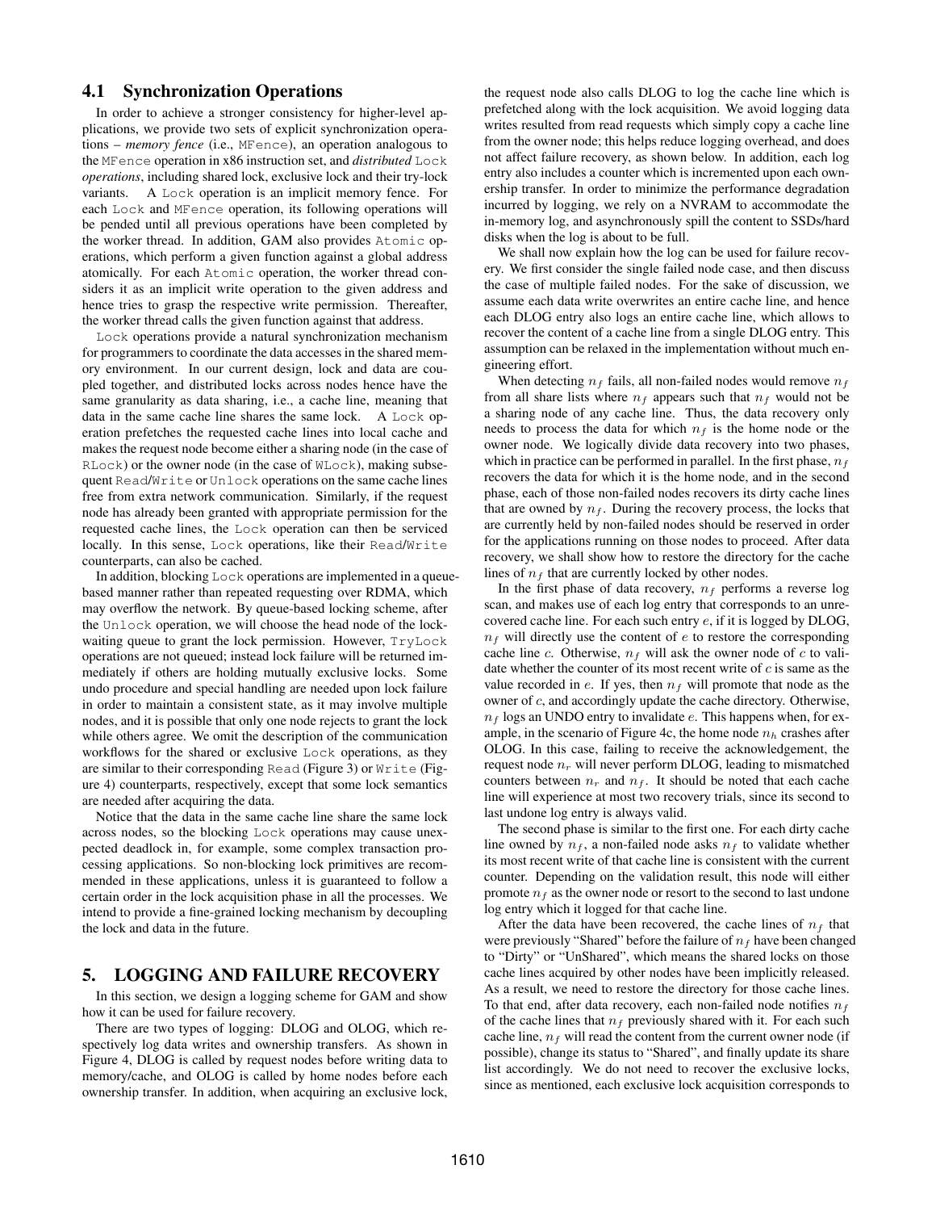### 4.1 Synchronization Operations

In order to achieve a stronger consistency for higher-level applications, we provide two sets of explicit synchronization operations – *memory fence* (i.e., MFence), an operation analogous to the MFence operation in x86 instruction set, and *distributed* Lock *operations*, including shared lock, exclusive lock and their try-lock variants. A Lock operation is an implicit memory fence. For each Lock and MFence operation, its following operations will be pended until all previous operations have been completed by the worker thread. In addition, GAM also provides Atomic operations, which perform a given function against a global address atomically. For each Atomic operation, the worker thread considers it as an implicit write operation to the given address and hence tries to grasp the respective write permission. Thereafter, the worker thread calls the given function against that address.

Lock operations provide a natural synchronization mechanism for programmers to coordinate the data accesses in the shared memory environment. In our current design, lock and data are coupled together, and distributed locks across nodes hence have the same granularity as data sharing, i.e., a cache line, meaning that data in the same cache line shares the same lock. A Lock operation prefetches the requested cache lines into local cache and makes the request node become either a sharing node (in the case of RLock) or the owner node (in the case of WLock), making subsequent Read/Write or Unlock operations on the same cache lines free from extra network communication. Similarly, if the request node has already been granted with appropriate permission for the requested cache lines, the Lock operation can then be serviced locally. In this sense, Lock operations, like their Read/Write counterparts, can also be cached.

In addition, blocking Lock operations are implemented in a queue-based manner rather than repeated requesting over RDMA, which may overflow the network. By queue-based locking scheme, after the Unlock operation, we will choose the head node of the lock-waiting queue to grant the lock permission. However, TryLock operations are not queued; instead lock failure will be returned immediately if others are holding mutually exclusive locks. Some undo procedure and special handling are needed upon lock failure in order to maintain a consistent state, as it may involve multiple nodes, and it is possible that only one node rejects to grant the lock while others agree. We omit the description of the communication workflows for the shared or exclusive Lock operations, as they are similar to their corresponding Read (Figure 3) or Write (Figure 4) counterparts, respectively, except that some lock semantics are needed after acquiring the data.

Notice that the data in the same cache line share the same lock across nodes, so the blocking Lock operations may cause unexpected deadlock in, for example, some complex transaction processing applications. So non-blocking lock primitives are recommended in these applications, unless it is guaranteed to follow a certain order in the lock acquisition phase in all the processes. We intend to provide a fine-grained locking mechanism by decoupling the lock and data in the future.

## 5. LOGGING AND FAILURE RECOVERY

In this section, we design a logging scheme for GAM and show how it can be used for failure recovery.

There are two types of logging: DLOG and OLOG, which respectively log data writes and ownership transfers. As shown in Figure 4, DLOG is called by request nodes before writing data to memory/cache, and OLOG is called by home nodes before each ownership transfer. In addition, when acquiring an exclusive lock, the request node also calls DLOG to log the cache line which is prefetched along with the lock acquisition. We avoid logging data writes resulted from read requests which simply copy a cache line from the owner node; this helps reduce logging overhead, and does not affect failure recovery, as shown below. In addition, each log entry also includes a counter which is incremented upon each ownership transfer. In order to minimize the performance degradation incurred by logging, we rely on a NVRAM to accommodate the in-memory log, and asynchronously spill the content to SSDs/hard disks when the log is about to be full.

We shall now explain how the log can be used for failure recovery. We first consider the single failed node case, and then discuss the case of multiple failed nodes. For the sake of discussion, we assume each data write overwrites an entire cache line, and hence each DLOG entry also logs an entire cache line, which allows to recover the content of a cache line from a single DLOG entry. This assumption can be relaxed in the implementation without much engineering effort.

When detecting $n_f$ fails, all non-failed nodes would remove $n_f$ from all share lists where $n_f$ appears such that $n_f$ would not be a sharing node of any cache line. Thus, the data recovery only needs to process the data for which $n_f$ is the home node or the owner node. We logically divide data recovery into two phases, which in practice can be performed in parallel. In the first phase, $n_f$ recovers the data for which it is the home node, and in the second phase, each of those non-failed nodes recovers its dirty cache lines that are owned by $n_f$. During the recovery process, the locks that are currently held by non-failed nodes should be reserved in order for the applications running on those nodes to proceed. After data recovery, we shall show how to restore the directory for the cache lines of $n_f$ that are currently locked by other nodes.

In the first phase of data recovery, $n_f$ performs a reverse log scan, and makes use of each log entry that corresponds to an unrecovered cache line. For each such entry $e$, if it is logged by DLOG, $n_f$ will directly use the content of $e$ to restore the corresponding cache line $c$. Otherwise, $n_f$ will ask the owner node of $c$ to validate whether the counter of its most recent write of $c$ is same as the value recorded in $e$. If yes, then $n_f$ will promote that node as the owner of $c$, and accordingly update the cache directory. Otherwise, $n_f$ logs an UNDO entry to invalidate $e$. This happens when, for example, in the scenario of Figure 4c, the home node $n_h$ crashes after OLOG. In this case, failing to receive the acknowledgement, the request node $n_r$ will never perform DLOG, leading to mismatched counters between $n_r$ and $n_f$. It should be noted that each cache line will experience at most two recovery trials, since its second to last undone log entry is always valid.

The second phase is similar to the first one. For each dirty cache line owned by $n_f$, a non-failed node asks $n_f$ to validate whether its most recent write of that cache line is consistent with the current counter. Depending on the validation result, this node will either promote $n_f$ as the owner node or resort to the second to last undone log entry which it logged for that cache line.

After the data have been recovered, the cache lines of $n_f$ that were previously "Shared" before the failure of $n_f$ have been changed to "Dirty" or "UnShared", which means the shared locks on those cache lines acquired by other nodes have been implicitly released. As a result, we need to restore the directory for those cache lines. To that end, after data recovery, each non-failed node notifies $n_f$ of the cache lines that $n_f$ previously shared with it. For each such cache line, $n_f$ will read the content from the current owner node (if possible), change its status to "Shared", and finally update its share list accordingly. We do not need to recover the exclusive locks, since as mentioned, each exclusive lock acquisition corresponds to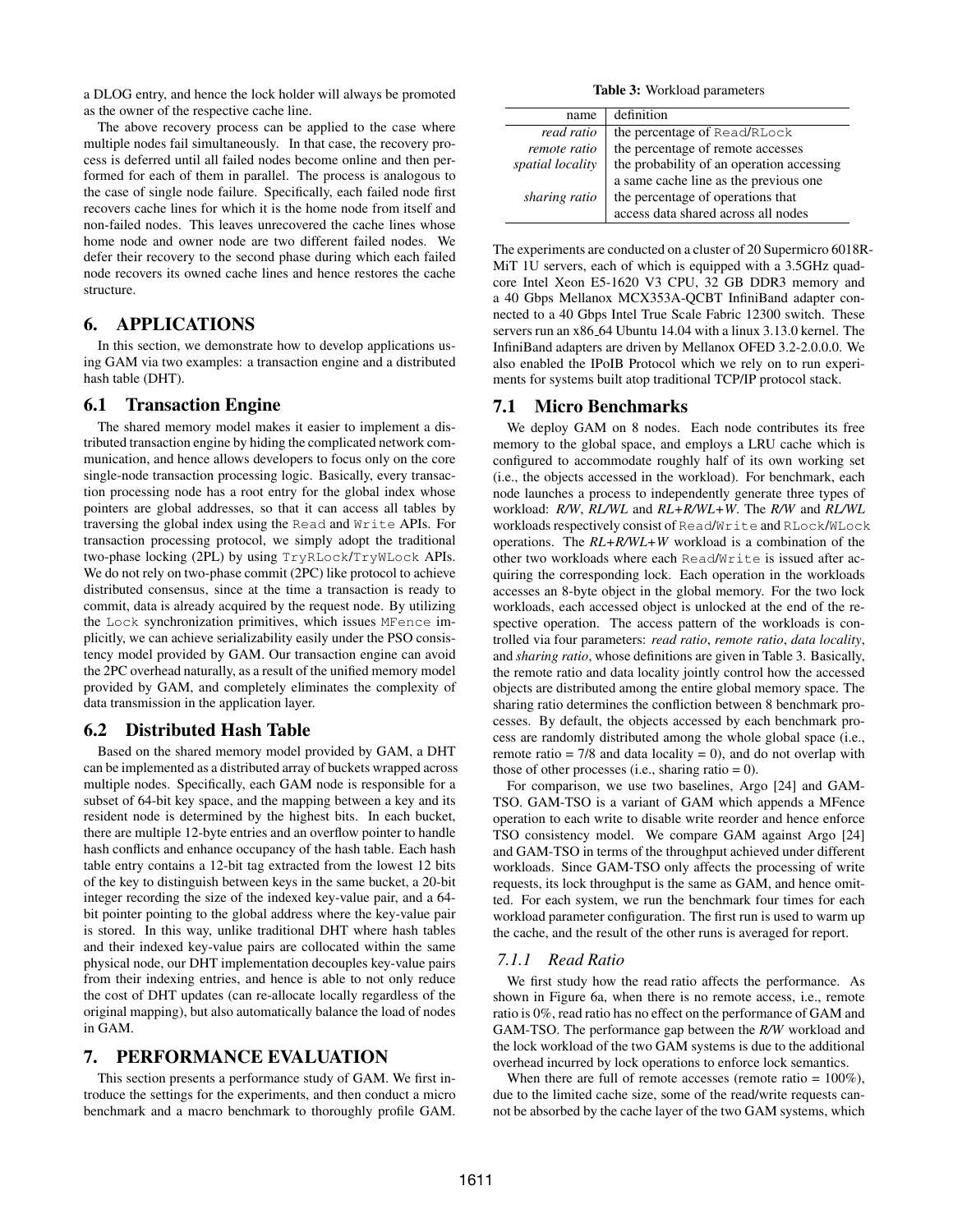a DLOG entry, and hence the lock holder will always be promoted as the owner of the respective cache line.

The above recovery process can be applied to the case where multiple nodes fail simultaneously. In that case, the recovery process is deferred until all failed nodes become online and then performed for each of them in parallel. The process is analogous to the case of single node failure. Specifically, each failed node first recovers cache lines for which it is the home node from itself and non-failed nodes. This leaves unrecovered the cache lines whose home node and owner node are two different failed nodes. We defer their recovery to the second phase during which each failed node recovers its owned cache lines and hence restores the cache structure.

# 6. APPLICATIONS

In this section, we demonstrate how to develop applications using GAM via two examples: a transaction engine and a distributed hash table (DHT).

## 6.1 Transaction Engine

The shared memory model makes it easier to implement a distributed transaction engine by hiding the complicated network communication, and hence allows developers to focus only on the core single-node transaction processing logic. Basically, every transaction processing node has a root entry for the global index whose pointers are global addresses, so that it can access all tables by traversing the global index using the `Read` and `Write` APIs. For transaction processing protocol, we simply adopt the traditional two-phase locking (2PL) by using `TryRLock`/`TryWLock` APIs. We do not rely on two-phase commit (2PC) like protocol to achieve distributed consensus, since at the time a transaction is ready to commit, data is already acquired by the request node. By utilizing the `Lock` synchronization primitives, which issues `MFence` implicitly, we can achieve serializability easily under the PSO consistency model provided by GAM. Our transaction engine can avoid the 2PC overhead naturally, as a result of the unified memory model provided by GAM, and completely eliminates the complexity of data transmission in the application layer.

## 6.2 Distributed Hash Table

Based on the shared memory model provided by GAM, a DHT can be implemented as a distributed array of buckets wrapped across multiple nodes. Specifically, each GAM node is responsible for a subset of 64-bit key space, and the mapping between a key and its resident node is determined by the highest bits. In each bucket, there are multiple 12-byte entries and an overflow pointer to handle hash conflicts and enhance occupancy of the hash table. Each hash table entry contains a 12-bit tag extracted from the lowest 12 bits of the key to distinguish between keys in the same bucket, a 20-bit integer recording the size of the indexed key-value pair, and a 64-bit pointer pointing to the global address where the key-value pair is stored. In this way, unlike traditional DHT where hash tables and their indexed key-value pairs are collocated within the same physical node, our DHT implementation decouples key-value pairs from their indexing entries, and hence is able to not only reduce the cost of DHT updates (can re-allocate locally regardless of the original mapping), but also automatically balance the load of nodes in GAM.

# 7. PERFORMANCE EVALUATION

This section presents a performance study of GAM. We first introduce the settings for the experiments, and then conduct a micro benchmark and a macro benchmark to thoroughly profile GAM.

**Table 3:** Workload parameters

| name | definition |
|---|---|
| *read ratio* | the percentage of `Read`/`RLock` |
| *remote ratio* | the percentage of remote accesses |
| *spatial locality* | the probability of an operation accessing a same cache line as the previous one |
| *sharing ratio* | the percentage of operations that access data shared across all nodes |

The experiments are conducted on a cluster of 20 Supermicro 6018R-MiT 1U servers, each of which is equipped with a 3.5GHz quad-core Intel Xeon E5-1620 V3 CPU, 32 GB DDR3 memory and a 40 Gbps Mellanox MCX353A-QCBT InfiniBand adapter connected to a 40 Gbps Intel True Scale Fabric 12300 switch. These servers run an x86_64 Ubuntu 14.04 with a linux 3.13.0 kernel. The InfiniBand adapters are driven by Mellanox OFED 3.2-2.0.0.0. We also enabled the IPoIB Protocol which we rely on to run experiments for systems built atop traditional TCP/IP protocol stack.

## 7.1 Micro Benchmarks

We deploy GAM on 8 nodes. Each node contributes its free memory to the global space, and employs a LRU cache which is configured to accommodate roughly half of its own working set (i.e., the objects accessed in the workload). For benchmark, each node launches a process to independently generate three types of workload: *R/W*, *RL/WL* and *RL+R/WL+W*. The *R/W* and *RL/WL* workloads respectively consist of `Read`/`Write` and `RLock`/`WLock` operations. The *RL+R/WL+W* workload is a combination of the other two workloads where each `Read`/`Write` is issued after acquiring the corresponding lock. Each operation in the workloads accesses an 8-byte object in the global memory. For the two lock workloads, each accessed object is unlocked at the end of the respective operation. The access pattern of the workloads is controlled via four parameters: *read ratio*, *remote ratio*, *data locality*, and *sharing ratio*, whose definitions are given in Table 3. Basically, the remote ratio and data locality jointly control how the accessed objects are distributed among the entire global memory space. The sharing ratio determines the confliction between 8 benchmark processes. By default, the objects accessed by each benchmark process are randomly distributed among the whole global space (i.e., remote ratio = 7/8 and data locality = 0), and do not overlap with those of other processes (i.e., sharing ratio = 0).

For comparison, we use two baselines, Argo [24] and GAM-TSO. GAM-TSO is a variant of GAM which appends a MFence operation to each write to disable write reorder and hence enforce TSO consistency model. We compare GAM against Argo [24] and GAM-TSO in terms of the throughput achieved under different workloads. Since GAM-TSO only affects the processing of write requests, its lock throughput is the same as GAM, and hence omitted. For each system, we run the benchmark four times for each workload parameter configuration. The first run is used to warm up the cache, and the result of the other runs is averaged for report.

### 7.1.1 Read Ratio

We first study how the read ratio affects the performance. As shown in Figure 6a, when there is no remote access, i.e., remote ratio is 0%, read ratio has no effect on the performance of GAM and GAM-TSO. The performance gap between the *R/W* workload and the lock workload of the two GAM systems is due to the additional overhead incurred by lock operations to enforce lock semantics.

When there are full of remote accesses (remote ratio = 100%), due to the limited cache size, some of the read/write requests cannot be absorbed by the cache layer of the two GAM systems, which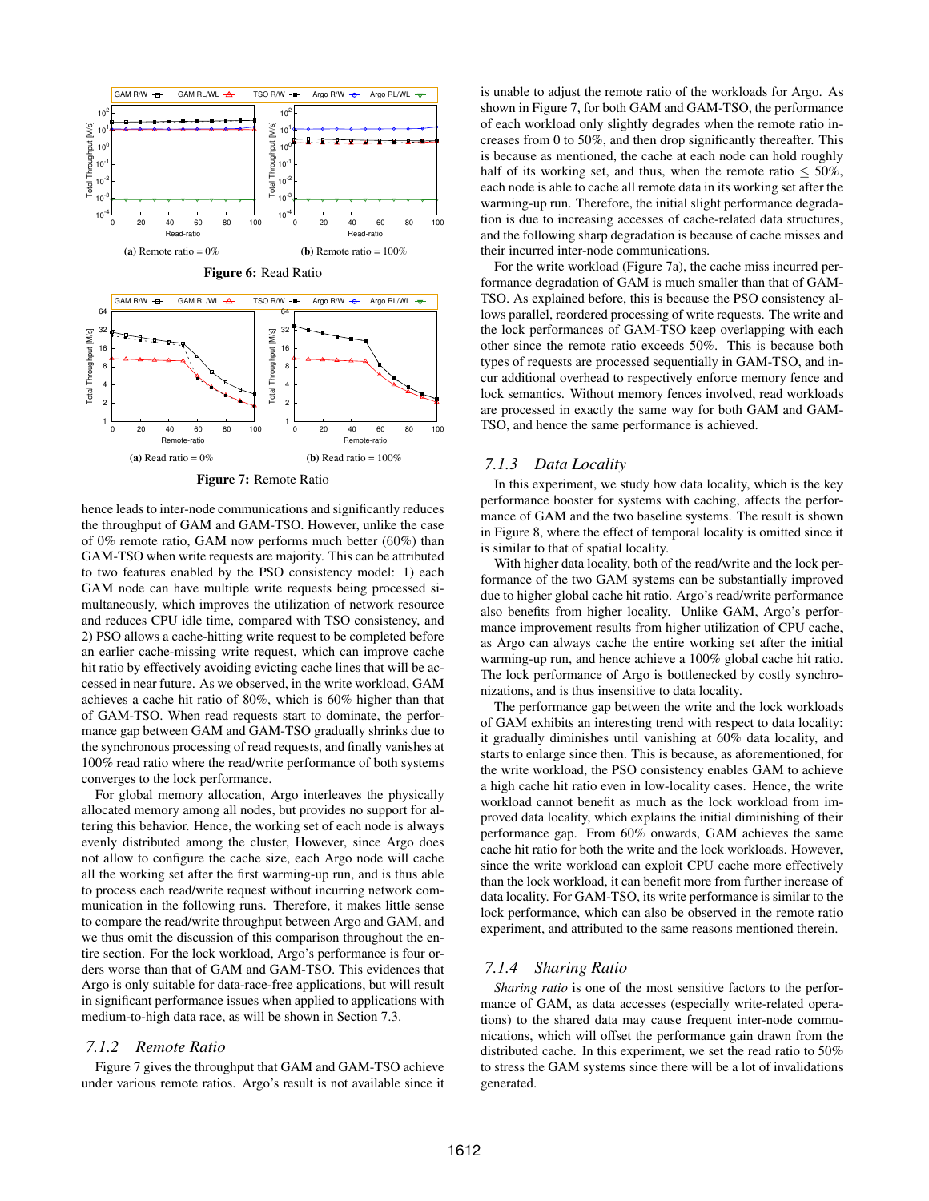Figure 6: Read Ratio

(a) Remote ratio = 0%

(b) Remote ratio = 100%

Figure 7: Remote Ratio

(a) Read ratio = 0%

(b) Read ratio = 100%

hence leads to inter-node communications and significantly reduces the throughput of GAM and GAM-TSO. However, unlike the case of 0% remote ratio, GAM now performs much better (60%) than GAM-TSO when write requests are majority. This can be attributed to two features enabled by the PSO consistency model: 1) each GAM node can have multiple write requests being processed simultaneously, which improves the utilization of network resource and reduces CPU idle time, compared with TSO consistency, and 2) PSO allows a cache-hitting write request to be completed before an earlier cache-missing write request, which can improve cache hit ratio by effectively avoiding evicting cache lines that will be accessed in near future. As we observed, in the write workload, GAM achieves a cache hit ratio of 80%, which is 60% higher than that of GAM-TSO. When read requests start to dominate, the performance gap between GAM and GAM-TSO gradually shrinks due to the synchronous processing of read requests, and finally vanishes at 100% read ratio where the read/write performance of both systems converges to the lock performance.

For global memory allocation, Argo interleaves the physically allocated memory among all nodes, but provides no support for altering this behavior. Hence, the working set of each node is always evenly distributed among the cluster, However, since Argo does not allow to configure the cache size, each Argo node will cache all the working set after the first warming-up run, and is thus able to process each read/write request without incurring network communication in the following runs. Therefore, it makes little sense to compare the read/write throughput between Argo and GAM, and we thus omit the discussion of this comparison throughout the entire section. For the lock workload, Argo's performance is four orders worse than that of GAM and GAM-TSO. This evidences that Argo is only suitable for data-race-free applications, but will result in significant performance issues when applied to applications with medium-to-high data race, as will be shown in Section 7.3.

### 7.1.2 Remote Ratio

Figure 7 gives the throughput that GAM and GAM-TSO achieve under various remote ratios. Argo's result is not available since it is unable to adjust the remote ratio of the workloads for Argo. As shown in Figure 7, for both GAM and GAM-TSO, the performance of each workload only slightly degrades when the remote ratio increases from 0 to 50%, and then drop significantly thereafter. This is because as mentioned, the cache at each node can hold roughly half of its working set, and thus, when the remote ratio $\leq$ 50%, each node is able to cache all remote data in its working set after the warming-up run. Therefore, the initial slight performance degradation is due to increasing accesses of cache-related data structures, and the following sharp degradation is because of cache misses and their incurred inter-node communications.

For the write workload (Figure 7a), the cache miss incurred performance degradation of GAM is much smaller than that of GAM-TSO. As explained before, this is because the PSO consistency allows parallel, reordered processing of write requests. The write and the lock performances of GAM-TSO keep overlapping with each other since the remote ratio exceeds 50%. This is because both types of requests are processed sequentially in GAM-TSO, and incur additional overhead to respectively enforce memory fence and lock semantics. Without memory fences involved, read workloads are processed in exactly the same way for both GAM and GAM-TSO, and hence the same performance is achieved.

### 7.1.3 Data Locality

In this experiment, we study how data locality, which is the key performance booster for systems with caching, affects the performance of GAM and the two baseline systems. The result is shown in Figure 8, where the effect of temporal locality is omitted since it is similar to that of spatial locality.

With higher data locality, both of the read/write and the lock performance of the two GAM systems can be substantially improved due to higher global cache hit ratio. Argo's read/write performance also benefits from higher locality. Unlike GAM, Argo's performance improvement results from higher utilization of CPU cache, as Argo can always cache the entire working set after the initial warming-up run, and hence achieve a 100% global cache hit ratio. The lock performance of Argo is bottlenecked by costly synchronizations, and is thus insensitive to data locality.

The performance gap between the write and the lock workloads of GAM exhibits an interesting trend with respect to data locality: it gradually diminishes until vanishing at 60% data locality, and starts to enlarge since then. This is because, as aforementioned, for the write workload, the PSO consistency enables GAM to achieve a high cache hit ratio even in low-locality cases. Hence, the write workload cannot benefit as much as the lock workload from improved data locality, which explains the initial diminishing of their performance gap. From 60% onwards, GAM achieves the same cache hit ratio for both the write and the lock workloads. However, since the write workload can exploit CPU cache more effectively than the lock workload, it can benefit more from further increase of data locality. For GAM-TSO, its write performance is similar to the lock performance, which can also be observed in the remote ratio experiment, and attributed to the same reasons mentioned therein.

### 7.1.4 Sharing Ratio

*Sharing ratio* is one of the most sensitive factors to the performance of GAM, as data accesses (especially write-related operations) to the shared data may cause frequent inter-node communications, which will offset the performance gain drawn from the distributed cache. In this experiment, we set the read ratio to 50% to stress the GAM systems since there will be a lot of invalidations generated.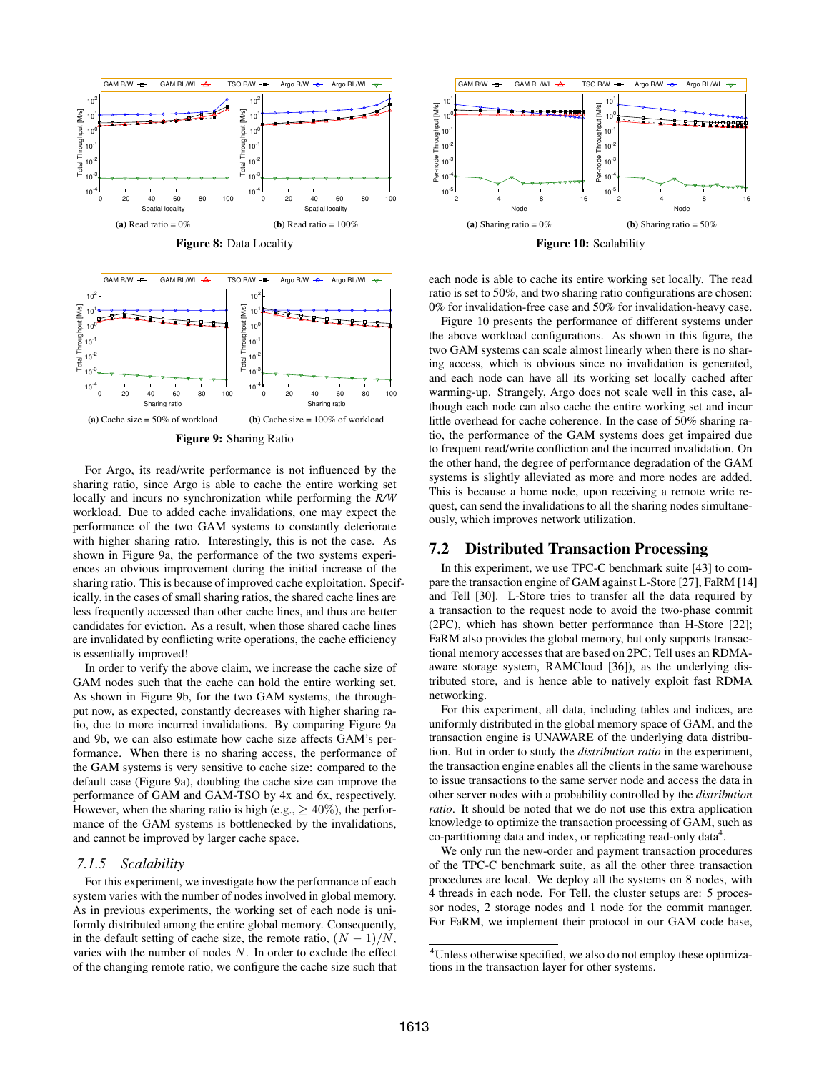(a) Read ratio = 0%

(b) Read ratio = 100%

Figure 8: Data Locality

(a) Cache size = 50% of workload

(b) Cache size = 100% of workload

Figure 9: Sharing Ratio

(a) Sharing ratio = 0%

(b) Sharing ratio = 50%

Figure 10: Scalability

For Argo, its read/write performance is not influenced by the sharing ratio, since Argo is able to cache the entire working set locally and incurs no synchronization while performing the ***R/W*** workload. Due to added cache invalidations, one may expect the performance of the two GAM systems to constantly deteriorate with higher sharing ratio. Interestingly, this is not the case. As shown in Figure 9a, the performance of the two systems experiences an obvious improvement during the initial increase of the sharing ratio. This is because of improved cache exploitation. Specifically, in the cases of small sharing ratios, the shared cache lines are less frequently accessed than other cache lines, and thus are better candidates for eviction. As a result, when those shared cache lines are invalidated by conflicting write operations, the cache efficiency is essentially improved!

In order to verify the above claim, we increase the cache size of GAM nodes such that the cache can hold the entire working set. As shown in Figure 9b, for the two GAM systems, the throughput now, as expected, constantly decreases with higher sharing ratio, due to more incurred invalidations. By comparing Figure 9a and 9b, we can also estimate how cache size affects GAM's performance. When there is no sharing access, the performance of the GAM systems is very sensitive to cache size: compared to the default case (Figure 9a), doubling the cache size can improve the performance of GAM and GAM-TSO by 4x and 6x, respectively. However, when the sharing ratio is high (e.g., $\geq 40\%$), the performance of the GAM systems is bottlenecked by the invalidations, and cannot be improved by larger cache space.

### 7.1.5 Scalability

For this experiment, we investigate how the performance of each system varies with the number of nodes involved in global memory. As in previous experiments, the working set of each node is uniformly distributed among the entire global memory. Consequently, in the default setting of cache size, the remote ratio, $(N-1)/N$, varies with the number of nodes $N$. In order to exclude the effect of the changing remote ratio, we configure the cache size such that each node is able to cache its entire working set locally. The read ratio is set to 50%, and two sharing ratio configurations are chosen: 0% for invalidation-free case and 50% for invalidation-heavy case.

Figure 10 presents the performance of different systems under the above workload configurations. As shown in this figure, the two GAM systems can scale almost linearly when there is no sharing access, which is obvious since no invalidation is generated, and each node can have all its working set locally cached after warming-up. Strangely, Argo does not scale well in this case, although each node can also cache the entire working set and incur little overhead for cache coherence. In the case of 50% sharing ratio, the performance of the GAM systems does get impaired due to frequent read/write confliction and the incurred invalidation. On the other hand, the degree of performance degradation of the GAM systems is slightly alleviated as more and more nodes are added. This is because a home node, upon receiving a remote write request, can send the invalidations to all the sharing nodes simultaneously, which improves network utilization.

## 7.2 Distributed Transaction Processing

In this experiment, we use TPC-C benchmark suite [43] to compare the transaction engine of GAM against L-Store [27], FaRM [14] and Tell [30]. L-Store tries to transfer all the data required by a transaction to the request node to avoid the two-phase commit (2PC), which has shown better performance than H-Store [22]; FaRM also provides the global memory, but only supports transactional memory accesses that are based on 2PC; Tell uses an RDMA-aware storage system, RAMCloud [36]), as the underlying distributed store, and is hence able to natively exploit fast RDMA networking.

For this experiment, all data, including tables and indices, are uniformly distributed in the global memory space of GAM, and the transaction engine is UNAWARE of the underlying data distribution. But in order to study the *distribution ratio* in the experiment, the transaction engine enables all the clients in the same warehouse to issue transactions to the same server node and access the data in other server nodes with a probability controlled by the *distribution ratio*. It should be noted that we do not use this extra application knowledge to optimize the transaction processing of GAM, such as co-partitioning data and index, or replicating read-only data[4].

We only run the new-order and payment transaction procedures of the TPC-C benchmark suite, as all the other three transaction procedures are local. We deploy all the systems on 8 nodes, with 4 threads in each node. For Tell, the cluster setups are: 5 processor nodes, 2 storage nodes and 1 node for the commit manager. For FaRM, we implement their protocol in our GAM code base,

[4]Unless otherwise specified, we also do not employ these optimizations in the transaction layer for other systems.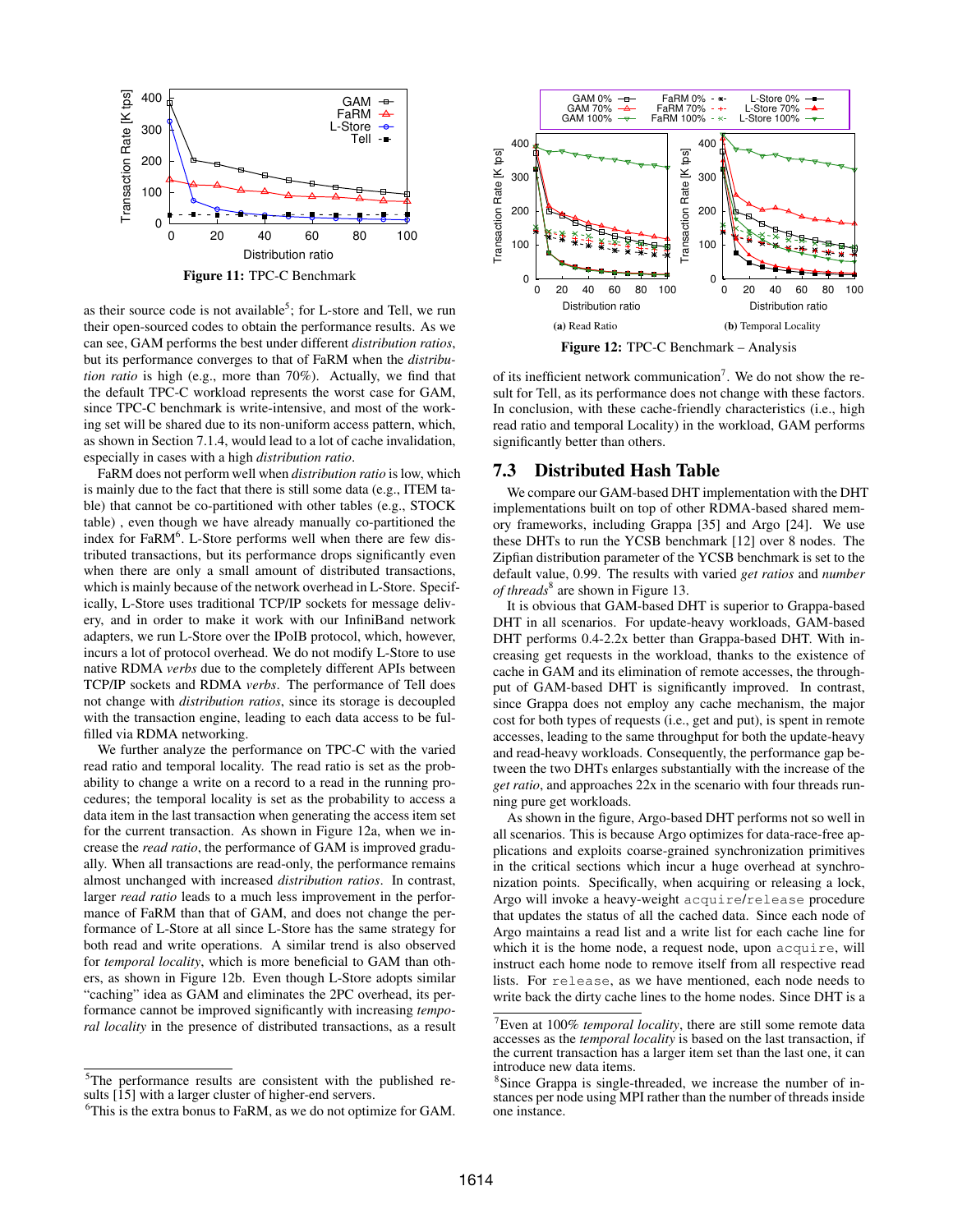Figure 11: TPC-C Benchmark

as their source code is not available[5]; for L-store and Tell, we run their open-sourced codes to obtain the performance results. As we can see, GAM performs the best under different *distribution ratios*, but its performance converges to that of FaRM when the *distribution ratio* is high (e.g., more than 70%). Actually, we find that the default TPC-C workload represents the worst case for GAM, since TPC-C benchmark is write-intensive, and most of the working set will be shared due to its non-uniform access pattern, which, as shown in Section 7.1.4, would lead to a lot of cache invalidation, especially in cases with a high *distribution ratio*.

FaRM does not perform well when *distribution ratio* is low, which is mainly due to the fact that there is still some data (e.g., ITEM table) that cannot be co-partitioned with other tables (e.g., STOCK table) , even though we have already manually co-partitioned the index for FaRM[6]. L-Store performs well when there are few distributed transactions, but its performance drops significantly even when there are only a small amount of distributed transactions, which is mainly because of the network overhead in L-Store. Specifically, L-Store uses traditional TCP/IP sockets for message delivery, and in order to make it work with our InfiniBand network adapters, we run L-Store over the IPoIB protocol, which, however, incurs a lot of protocol overhead. We do not modify L-Store to use native RDMA *verbs* due to the completely different APIs between TCP/IP sockets and RDMA *verbs*. The performance of Tell does not change with *distribution ratios*, since its storage is decoupled with the transaction engine, leading to each data access to be fulfilled via RDMA networking.

We further analyze the performance on TPC-C with the varied read ratio and temporal locality. The read ratio is set as the probability to change a write on a record to a read in the running procedures; the temporal locality is set as the probability to access a data item in the last transaction when generating the access item set for the current transaction. As shown in Figure 12a, when we increase the *read ratio*, the performance of GAM is improved gradually. When all transactions are read-only, the performance remains almost unchanged with increased *distribution ratios*. In contrast, larger *read ratio* leads to a much less improvement in the performance of FaRM than that of GAM, and does not change the performance of L-Store at all since L-Store has the same strategy for both read and write operations. A similar trend is also observed for *temporal locality*, which is more beneficial to GAM than others, as shown in Figure 12b. Even though L-Store adopts similar "caching" idea as GAM and eliminates the 2PC overhead, its performance cannot be improved significantly with increasing *temporal locality* in the presence of distributed transactions, as a result of its inefficient network communication[7]. We do not show the result for Tell, as its performance does not change with these factors. In conclusion, with these cache-friendly characteristics (i.e., high read ratio and temporal Locality) in the workload, GAM performs significantly better than others.

(a) Read Ratio

(b) Temporal Locality

Figure 12: TPC-C Benchmark – Analysis

## 7.3 Distributed Hash Table

We compare our GAM-based DHT implementation with the DHT implementations built on top of other RDMA-based shared memory frameworks, including Grappa [35] and Argo [24]. We use these DHTs to run the YCSB benchmark [12] over 8 nodes. The Zipfian distribution parameter of the YCSB benchmark is set to the default value, 0.99. The results with varied *get ratios* and *number of threads*[8] are shown in Figure 13.

It is obvious that GAM-based DHT is superior to Grappa-based DHT in all scenarios. For update-heavy workloads, GAM-based DHT performs 0.4-2.2x better than Grappa-based DHT. With increasing get requests in the workload, thanks to the existence of cache in GAM and its elimination of remote accesses, the throughput of GAM-based DHT is significantly improved. In contrast, since Grappa does not employ any cache mechanism, the major cost for both types of requests (i.e., get and put), is spent in remote accesses, leading to the same throughput for both the update-heavy and read-heavy workloads. Consequently, the performance gap between the two DHTs enlarges substantially with the increase of the *get ratio*, and approaches 22x in the scenario with four threads running pure get workloads.

As shown in the figure, Argo-based DHT performs not so well in all scenarios. This is because Argo optimizes for data-race-free applications and exploits coarse-grained synchronization primitives in the critical sections which incur a huge overhead at synchronization points. Specifically, when acquiring or releasing a lock, Argo will invoke a heavy-weight `acquire`/`release` procedure that updates the status of all the cached data. Since each node of Argo maintains a read list and a write list for each cache line for which it is the home node, upon `acquire`, a request node, will instruct each home node to remove itself from all respective read lists. For `release`, as we have mentioned, each node needs to write back the dirty cache lines to the home nodes. Since DHT is a

[5] The performance results are consistent with the published results [15] with a larger cluster of higher-end servers.

[6] This is the extra bonus to FaRM, as we do not optimize for GAM.

[7] Even at 100% *temporal locality*, there are still some remote data accesses as the *temporal locality* is based on the last transaction, if the current transaction has a larger item set than the last one, it can introduce new data items.

[8] Since Grappa is single-threaded, we increase the number of instances per node using MPI rather than the number of threads inside one instance.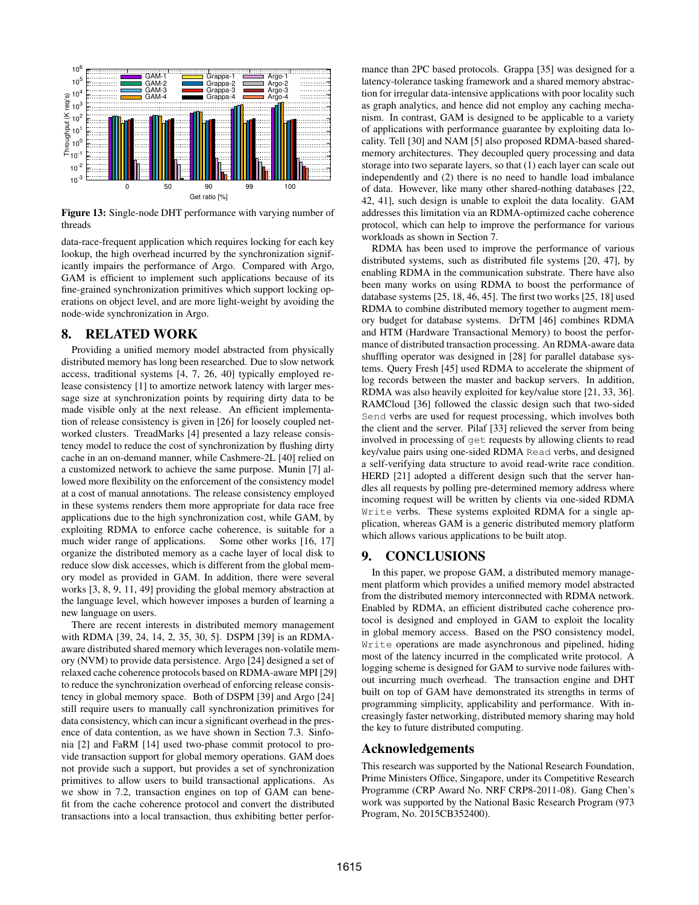Figure 13: Single-node DHT performance with varying number of threads

data-race-frequent application which requires locking for each key lookup, the high overhead incurred by the synchronization significantly impairs the performance of Argo. Compared with Argo, GAM is efficient to implement such applications because of its fine-grained synchronization primitives which support locking operations on object level, and are more light-weight by avoiding the node-wide synchronization in Argo.

## 8. RELATED WORK

Providing a unified memory model abstracted from physically distributed memory has long been researched. Due to slow network access, traditional systems [4, 7, 26, 40] typically employed release consistency [1] to amortize network latency with larger message size at synchronization points by requiring dirty data to be made visible only at the next release. An efficient implementation of release consistency is given in [26] for loosely coupled networked clusters. TreadMarks [4] presented a lazy release consistency model to reduce the cost of synchronization by flushing dirty cache in an on-demand manner, while Cashmere-2L [40] relied on a customized network to achieve the same purpose. Munin [7] allowed more flexibility on the enforcement of the consistency model at a cost of manual annotations. The release consistency employed in these systems renders them more appropriate for data race free applications due to the high synchronization cost, while GAM, by exploiting RDMA to enforce cache coherence, is suitable for a much wider range of applications. Some other works [16, 17] organize the distributed memory as a cache layer of local disk to reduce slow disk accesses, which is different from the global memory model as provided in GAM. In addition, there were several works [3, 8, 9, 11, 49] providing the global memory abstraction at the language level, which however imposes a burden of learning a new language on users.

There are recent interests in distributed memory management with RDMA [39, 24, 14, 2, 35, 30, 5]. DSPM [39] is an RDMA-aware distributed shared memory which leverages non-volatile memory (NVM) to provide data persistence. Argo [24] designed a set of relaxed cache coherence protocols based on RDMA-aware MPI [29] to reduce the synchronization overhead of enforcing release consistency in global memory space. Both of DSPM [39] and Argo [24] still require users to manually call synchronization primitives for data consistency, which can incur a significant overhead in the presence of data contention, as we have shown in Section 7.3. Sinfonia [2] and FaRM [14] used two-phase commit protocol to provide transaction support for global memory operations. GAM does not provide such a support, but provides a set of synchronization primitives to allow users to build transactional applications. As we show in 7.2, transaction engines on top of GAM can benefit from the cache coherence protocol and convert the distributed transactions into a local transaction, thus exhibiting better performance than 2PC based protocols. Grappa [35] was designed for a latency-tolerance tasking framework and a shared memory abstraction for irregular data-intensive applications with poor locality such as graph analytics, and hence did not employ any caching mechanism. In contrast, GAM is designed to be applicable to a variety of applications with performance guarantee by exploiting data locality. Tell [30] and NAM [5] also proposed RDMA-based shared-memory architectures. They decoupled query processing and data storage into two separate layers, so that (1) each layer can scale out independently and (2) there is no need to handle load imbalance of data. However, like many other shared-nothing databases [22, 42, 41], such design is unable to exploit the data locality. GAM addresses this limitation via an RDMA-optimized cache coherence protocol, which can help to improve the performance for various workloads as shown in Section 7.

RDMA has been used to improve the performance of various distributed systems, such as distributed file systems [20, 47], by enabling RDMA in the communication substrate. There have also been many works on using RDMA to boost the performance of database systems [25, 18, 46, 45]. The first two works [25, 18] used RDMA to combine distributed memory together to augment memory budget for database systems. DrTM [46] combines RDMA and HTM (Hardware Transactional Memory) to boost the performance of distributed transaction processing. An RDMA-aware data shuffling operator was designed in [28] for parallel database systems. Query Fresh [45] used RDMA to accelerate the shipment of log records between the master and backup servers. In addition, RDMA was also heavily exploited for key/value store [21, 33, 36]. RAMCloud [36] followed the classic design such that two-sided `Send` verbs are used for request processing, which involves both the client and the server. Pilaf [33] relieved the server from being involved in processing of `get` requests by allowing clients to read key/value pairs using one-sided RDMA `Read` verbs, and designed a self-verifying data structure to avoid read-write race condition. HERD [21] adopted a different design such that the server handles all requests by polling pre-determined memory address where incoming request will be written by clients via one-sided RDMA `Write` verbs. These systems exploited RDMA for a single application, whereas GAM is a generic distributed memory platform which allows various applications to be built atop.

## 9. CONCLUSIONS

In this paper, we propose GAM, a distributed memory management platform which provides a unified memory model abstracted from the distributed memory interconnected with RDMA network. Enabled by RDMA, an efficient distributed cache coherence protocol is designed and employed in GAM to exploit the locality in global memory access. Based on the PSO consistency model, `Write` operations are made asynchronous and pipelined, hiding most of the latency incurred in the complicated write protocol. A logging scheme is designed for GAM to survive node failures without incurring much overhead. The transaction engine and DHT built on top of GAM have demonstrated its strengths in terms of programming simplicity, applicability and performance. With increasingly faster networking, distributed memory sharing may hold the key to future distributed computing.

## Acknowledgements

This research was supported by the National Research Foundation, Prime Ministers Office, Singapore, under its Competitive Research Programme (CRP Award No. NRF CRP8-2011-08). Gang Chen's work was supported by the National Basic Research Program (973 Program, No. 2015CB352400).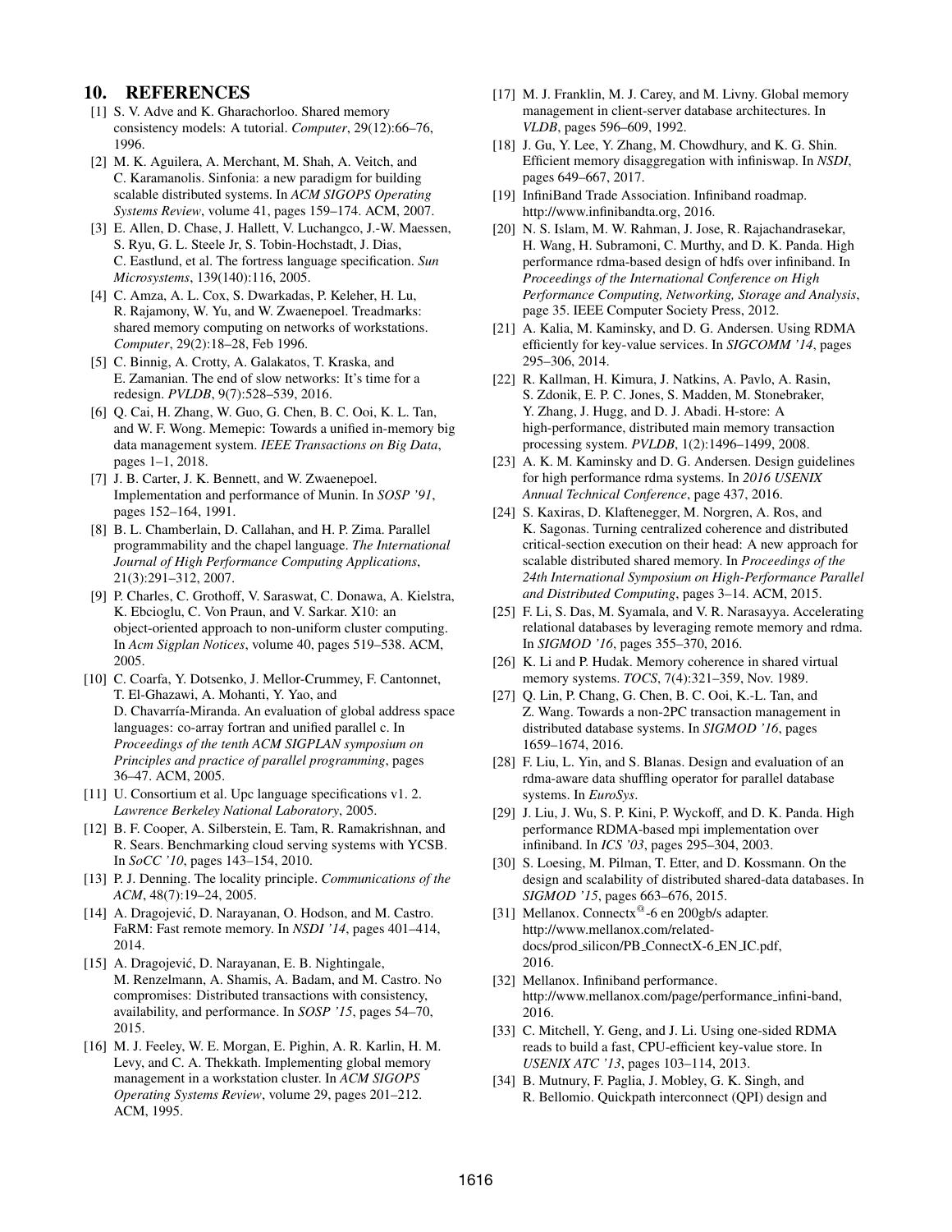## 10. REFERENCES

[1] S. V. Adve and K. Gharachorloo. Shared memory consistency models: A tutorial. *Computer*, 29(12):66–76, 1996.

[2] M. K. Aguilera, A. Merchant, M. Shah, A. Veitch, and C. Karamanolis. Sinfonia: a new paradigm for building scalable distributed systems. In *ACM SIGOPS Operating Systems Review*, volume 41, pages 159–174. ACM, 2007.

[3] E. Allen, D. Chase, J. Hallett, V. Luchangco, J.-W. Maessen, S. Ryu, G. L. Steele Jr, S. Tobin-Hochstadt, J. Dias, C. Eastlund, et al. The fortress language specification. *Sun Microsystems*, 139(140):116, 2005.

[4] C. Amza, A. L. Cox, S. Dwarkadas, P. Keleher, H. Lu, R. Rajamony, W. Yu, and W. Zwaenepoel. Treadmarks: shared memory computing on networks of workstations. *Computer*, 29(2):18–28, Feb 1996.

[5] C. Binnig, A. Crotty, A. Galakatos, T. Kraska, and E. Zamanian. The end of slow networks: It's time for a redesign. *PVLDB*, 9(7):528–539, 2016.

[6] Q. Cai, H. Zhang, W. Guo, G. Chen, B. C. Ooi, K. L. Tan, and W. F. Wong. Memepic: Towards a unified in-memory big data management system. *IEEE Transactions on Big Data*, pages 1–1, 2018.

[7] J. B. Carter, J. K. Bennett, and W. Zwaenepoel. Implementation and performance of Munin. In *SOSP '91*, pages 152–164, 1991.

[8] B. L. Chamberlain, D. Callahan, and H. P. Zima. Parallel programmability and the chapel language. *The International Journal of High Performance Computing Applications*, 21(3):291–312, 2007.

[9] P. Charles, C. Grothoff, V. Saraswat, C. Donawa, A. Kielstra, K. Ebcioglu, C. Von Praun, and V. Sarkar. X10: an object-oriented approach to non-uniform cluster computing. In *Acm Sigplan Notices*, volume 40, pages 519–538. ACM, 2005.

[10] C. Coarfa, Y. Dotsenko, J. Mellor-Crummey, F. Cantonnet, T. El-Ghazawi, A. Mohanti, Y. Yao, and D. Chavarría-Miranda. An evaluation of global address space languages: co-array fortran and unified parallel c. In *Proceedings of the tenth ACM SIGPLAN symposium on Principles and practice of parallel programming*, pages 36–47. ACM, 2005.

[11] U. Consortium et al. Upc language specifications v1. 2. *Lawrence Berkeley National Laboratory*, 2005.

[12] B. F. Cooper, A. Silberstein, E. Tam, R. Ramakrishnan, and R. Sears. Benchmarking cloud serving systems with YCSB. In *SoCC '10*, pages 143–154, 2010.

[13] P. J. Denning. The locality principle. *Communications of the ACM*, 48(7):19–24, 2005.

[14] A. Dragojević, D. Narayanan, O. Hodson, and M. Castro. FaRM: Fast remote memory. In *NSDI '14*, pages 401–414, 2014.

[15] A. Dragojević, D. Narayanan, E. B. Nightingale, M. Renzelmann, A. Shamis, A. Badam, and M. Castro. No compromises: Distributed transactions with consistency, availability, and performance. In *SOSP '15*, pages 54–70, 2015.

[16] M. J. Feeley, W. E. Morgan, E. Pighin, A. R. Karlin, H. M. Levy, and C. A. Thekkath. Implementing global memory management in a workstation cluster. In *ACM SIGOPS Operating Systems Review*, volume 29, pages 201–212. ACM, 1995.

[17] M. J. Franklin, M. J. Carey, and M. Livny. Global memory management in client-server database architectures. In *VLDB*, pages 596–609, 1992.

[18] J. Gu, Y. Lee, Y. Zhang, M. Chowdhury, and K. G. Shin. Efficient memory disaggregation with infiniswap. In *NSDI*, pages 649–667, 2017.

[19] InfiniBand Trade Association. Infiniband roadmap. http://www.infinibandta.org, 2016.

[20] N. S. Islam, M. W. Rahman, J. Jose, R. Rajachandrasekar, H. Wang, H. Subramoni, C. Murthy, and D. K. Panda. High performance rdma-based design of hdfs over infiniband. In *Proceedings of the International Conference on High Performance Computing, Networking, Storage and Analysis*, page 35. IEEE Computer Society Press, 2012.

[21] A. Kalia, M. Kaminsky, and D. G. Andersen. Using RDMA efficiently for key-value services. In *SIGCOMM '14*, pages 295–306, 2014.

[22] R. Kallman, H. Kimura, J. Natkins, A. Pavlo, A. Rasin, S. Zdonik, E. P. C. Jones, S. Madden, M. Stonebraker, Y. Zhang, J. Hugg, and D. J. Abadi. H-store: A high-performance, distributed main memory transaction processing system. *PVLDB*, 1(2):1496–1499, 2008.

[23] A. K. M. Kaminsky and D. G. Andersen. Design guidelines for high performance rdma systems. In *2016 USENIX Annual Technical Conference*, page 437, 2016.

[24] S. Kaxiras, D. Klaftenegger, M. Norgren, A. Ros, and K. Sagonas. Turning centralized coherence and distributed critical-section execution on their head: A new approach for scalable distributed shared memory. In *Proceedings of the 24th International Symposium on High-Performance Parallel and Distributed Computing*, pages 3–14. ACM, 2015.

[25] F. Li, S. Das, M. Syamala, and V. R. Narasayya. Accelerating relational databases by leveraging remote memory and rdma. In *SIGMOD '16*, pages 355–370, 2016.

[26] K. Li and P. Hudak. Memory coherence in shared virtual memory systems. *TOCS*, 7(4):321–359, Nov. 1989.

[27] Q. Lin, P. Chang, G. Chen, B. C. Ooi, K.-L. Tan, and Z. Wang. Towards a non-2PC transaction management in distributed database systems. In *SIGMOD '16*, pages 1659–1674, 2016.

[28] F. Liu, L. Yin, and S. Blanas. Design and evaluation of an rdma-aware data shuffling operator for parallel database systems. In *EuroSys*.

[29] J. Liu, J. Wu, S. P. Kini, P. Wyckoff, and D. K. Panda. High performance RDMA-based mpi implementation over infiniband. In *ICS '03*, pages 295–304, 2003.

[30] S. Loesing, M. Pilman, T. Etter, and D. Kossmann. On the design and scalability of distributed shared-data databases. In *SIGMOD '15*, pages 663–676, 2015.

[31] Mellanox. Connectx®-6 en 200gb/s adapter. http://www.mellanox.com/related-docs/prod_silicon/PB_ConnectX-6_EN_IC.pdf, 2016.

[32] Mellanox. Infiniband performance. http://www.mellanox.com/page/performance_infini-band, 2016.

[33] C. Mitchell, Y. Geng, and J. Li. Using one-sided RDMA reads to build a fast, CPU-efficient key-value store. In *USENIX ATC '13*, pages 103–114, 2013.

[34] B. Mutnury, F. Paglia, J. Mobley, G. K. Singh, and R. Bellomio. Quickpath interconnect (QPI) design and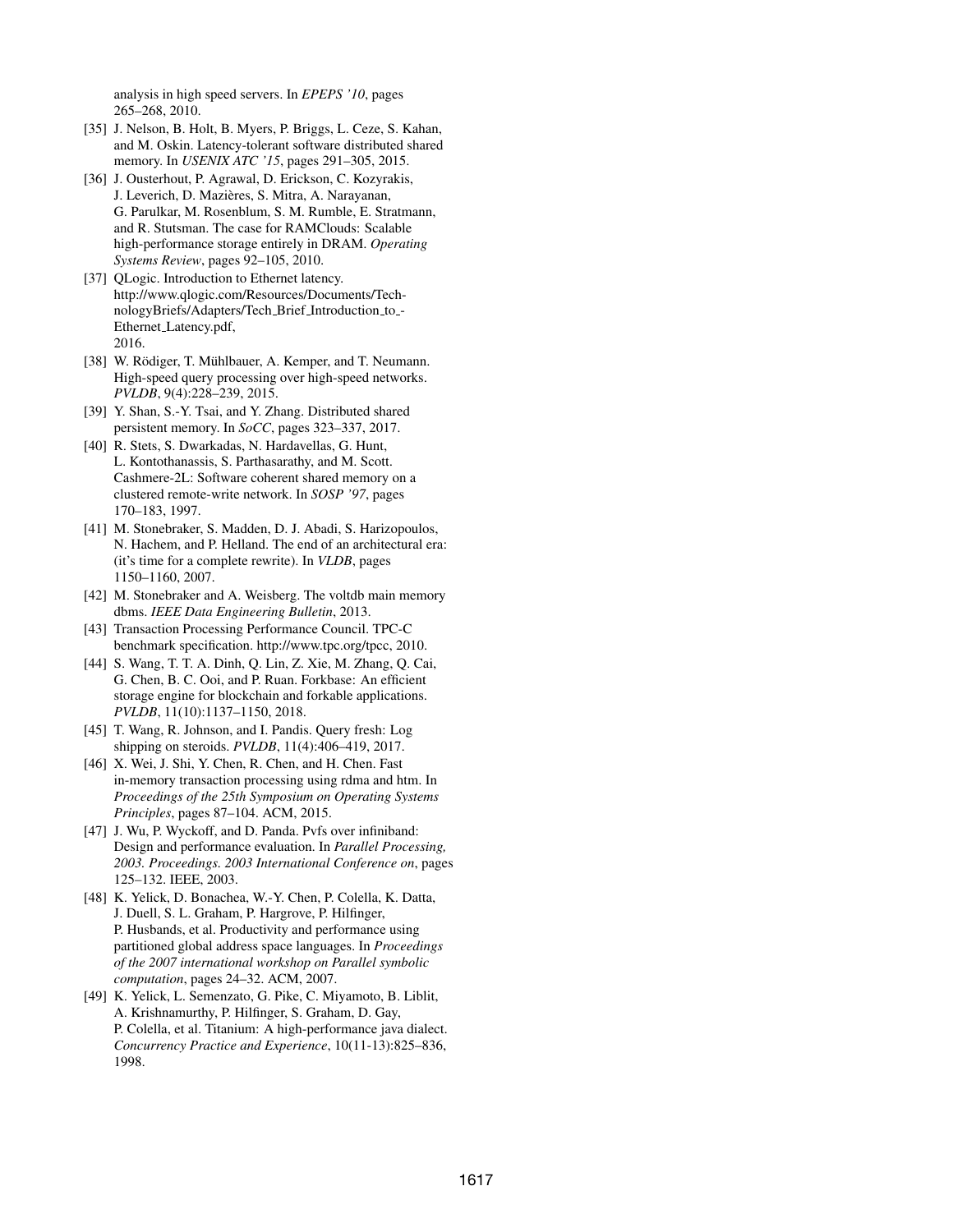analysis in high speed servers. In *EPEPS '10*, pages 265–268, 2010.

[35] J. Nelson, B. Holt, B. Myers, P. Briggs, L. Ceze, S. Kahan, and M. Oskin. Latency-tolerant software distributed shared memory. In *USENIX ATC '15*, pages 291–305, 2015.

[36] J. Ousterhout, P. Agrawal, D. Erickson, C. Kozyrakis, J. Leverich, D. Mazières, S. Mitra, A. Narayanan, G. Parulkar, M. Rosenblum, S. M. Rumble, E. Stratmann, and R. Stutsman. The case for RAMClouds: Scalable high-performance storage entirely in DRAM. *Operating Systems Review*, pages 92–105, 2010.

[37] QLogic. Introduction to Ethernet latency. http://www.qlogic.com/Resources/Documents/TechnologyBriefs/Adapters/Tech_Brief_Introduction_to_Ethernet_Latency.pdf, 2016.

[38] W. Rödiger, T. Mühlbauer, A. Kemper, and T. Neumann. High-speed query processing over high-speed networks. *PVLDB*, 9(4):228–239, 2015.

[39] Y. Shan, S.-Y. Tsai, and Y. Zhang. Distributed shared persistent memory. In *SoCC*, pages 323–337, 2017.

[40] R. Stets, S. Dwarkadas, N. Hardavellas, G. Hunt, L. Kontothanassis, S. Parthasarathy, and M. Scott. Cashmere-2L: Software coherent shared memory on a clustered remote-write network. In *SOSP '97*, pages 170–183, 1997.

[41] M. Stonebraker, S. Madden, D. J. Abadi, S. Harizopoulos, N. Hachem, and P. Helland. The end of an architectural era: (it's time for a complete rewrite). In *VLDB*, pages 1150–1160, 2007.

[42] M. Stonebraker and A. Weisberg. The voltdb main memory dbms. *IEEE Data Engineering Bulletin*, 2013.

[43] Transaction Processing Performance Council. TPC-C benchmark specification. http://www.tpc.org/tpcc, 2010.

[44] S. Wang, T. T. A. Dinh, Q. Lin, Z. Xie, M. Zhang, Q. Cai, G. Chen, B. C. Ooi, and P. Ruan. Forkbase: An efficient storage engine for blockchain and forkable applications. *PVLDB*, 11(10):1137–1150, 2018.

[45] T. Wang, R. Johnson, and I. Pandis. Query fresh: Log shipping on steroids. *PVLDB*, 11(4):406–419, 2017.

[46] X. Wei, J. Shi, Y. Chen, R. Chen, and H. Chen. Fast in-memory transaction processing using rdma and htm. In *Proceedings of the 25th Symposium on Operating Systems Principles*, pages 87–104. ACM, 2015.

[47] J. Wu, P. Wyckoff, and D. Panda. Pvfs over infiniband: Design and performance evaluation. In *Parallel Processing, 2003. Proceedings. 2003 International Conference on*, pages 125–132. IEEE, 2003.

[48] K. Yelick, D. Bonachea, W.-Y. Chen, P. Colella, K. Datta, J. Duell, S. L. Graham, P. Hargrove, P. Hilfinger, P. Husbands, et al. Productivity and performance using partitioned global address space languages. In *Proceedings of the 2007 international workshop on Parallel symbolic computation*, pages 24–32. ACM, 2007.

[49] K. Yelick, L. Semenzato, G. Pike, C. Miyamoto, B. Liblit, A. Krishnamurthy, P. Hilfinger, S. Graham, D. Gay, P. Colella, et al. Titanium: A high-performance java dialect. *Concurrency Practice and Experience*, 10(11-13):825–836, 1998.